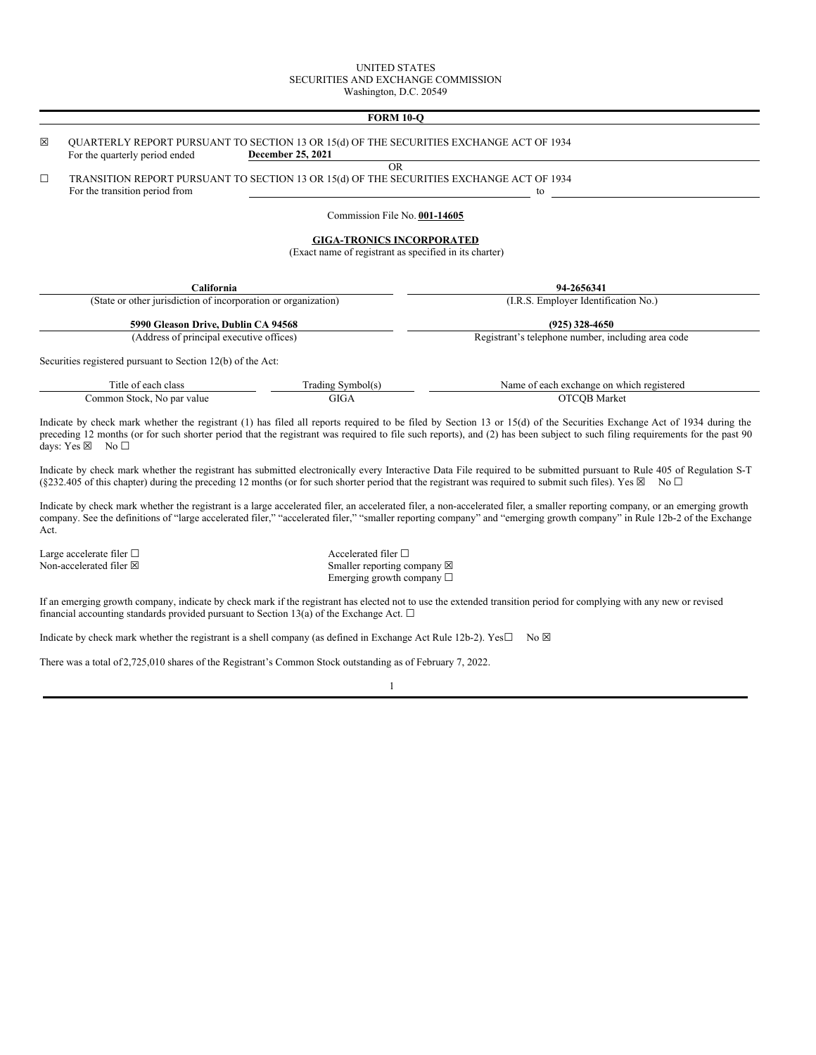UNITED STATES
SECURITIES AND EXCHANGE COMMISSION
Washington, D.C. 20549

**FORM 10-Q**

☒ QUARTERLY REPORT PURSUANT TO SECTION 13 OR 15(d) OF THE SECURITIES EXCHANGE ACT OF 1934
For the quarterly period ended **December 25, 2021**

OR

☐ TRANSITION REPORT PURSUANT TO SECTION 13 OR 15(d) OF THE SECURITIES EXCHANGE ACT OF 1934
For the transition period from \_\_\_\_\_\_\_\_ to \_\_\_\_\_\_\_\_

Commission File No. **001-14605**

**GIGA-TRONICS INCORPORATED**
(Exact name of registrant as specified in its charter)

| **California** | **94-2656341** |
|---|---|
| (State or other jurisdiction of incorporation or organization) | (I.R.S. Employer Identification No.) |
| **5990 Gleason Drive, Dublin CA 94568** | **(925) 328-4650** |
| (Address of principal executive offices) | Registrant's telephone number, including area code |

Securities registered pursuant to Section 12(b) of the Act:

| Title of each class | Trading Symbol(s) | Name of each exchange on which registered |
|---|---|---|
| Common Stock, No par value | GIGA | OTCQB Market |

Indicate by check mark whether the registrant (1) has filed all reports required to be filed by Section 13 or 15(d) of the Securities Exchange Act of 1934 during the preceding 12 months (or for such shorter period that the registrant was required to file such reports), and (2) has been subject to such filing requirements for the past 90 days: Yes ☒ No ☐

Indicate by check mark whether the registrant has submitted electronically every Interactive Data File required to be submitted pursuant to Rule 405 of Regulation S-T (§232.405 of this chapter) during the preceding 12 months (or for such shorter period that the registrant was required to submit such files). Yes ☒ No ☐

Indicate by check mark whether the registrant is a large accelerated filer, an accelerated filer, a non-accelerated filer, a smaller reporting company, or an emerging growth company. See the definitions of "large accelerated filer," "accelerated filer," "smaller reporting company" and "emerging growth company" in Rule 12b-2 of the Exchange Act.

| | |
|---|---|
| Large accelerate filer ☐ | Accelerated filer ☐ |
| Non-accelerated filer ☒ | Smaller reporting company ☒ |
| | Emerging growth company ☐ |

If an emerging growth company, indicate by check mark if the registrant has elected not to use the extended transition period for complying with any new or revised financial accounting standards provided pursuant to Section 13(a) of the Exchange Act. ☐

Indicate by check mark whether the registrant is a shell company (as defined in Exchange Act Rule 12b-2). Yes☐ No ☒

There was a total of 2,725,010 shares of the Registrant's Common Stock outstanding as of February 7, 2022.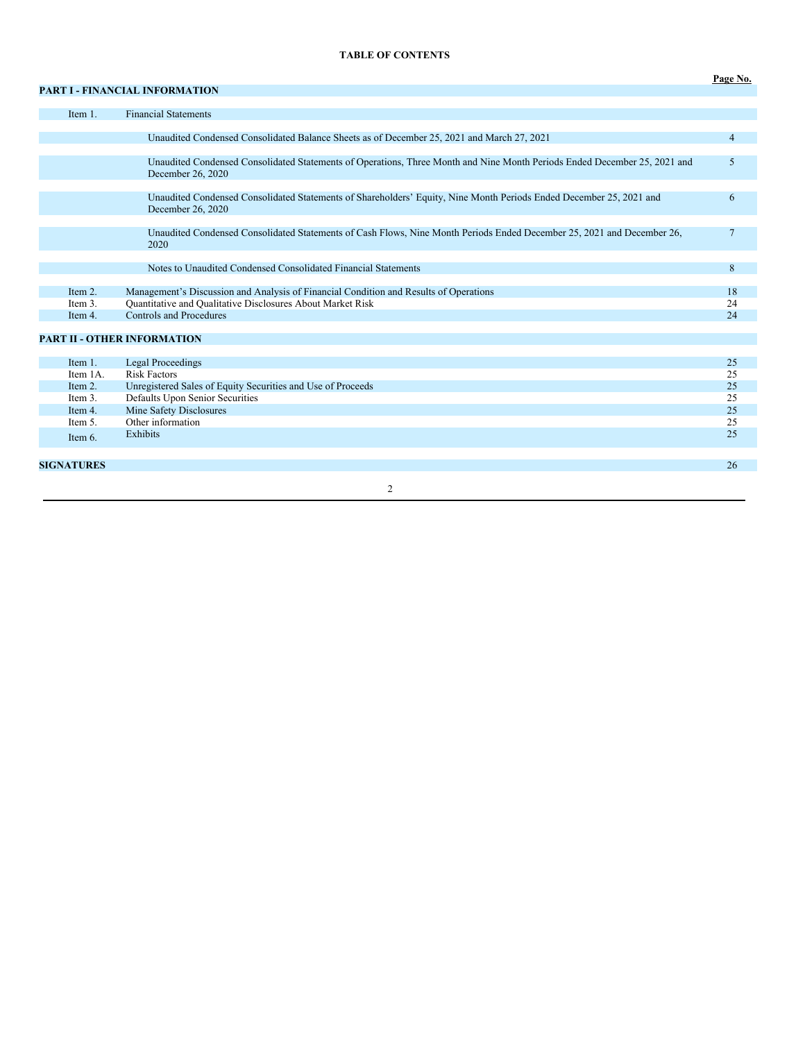# TABLE OF CONTENTS

| | | Page No. |
|---|---|---|
| **PART I - FINANCIAL INFORMATION** | | |
| Item 1. | Financial Statements | |
| | Unaudited Condensed Consolidated Balance Sheets as of December 25, 2021 and March 27, 2021 | 4 |
| | Unaudited Condensed Consolidated Statements of Operations, Three Month and Nine Month Periods Ended December 25, 2021 and December 26, 2020 | 5 |
| | Unaudited Condensed Consolidated Statements of Shareholders' Equity, Nine Month Periods Ended December 25, 2021 and December 26, 2020 | 6 |
| | Unaudited Condensed Consolidated Statements of Cash Flows, Nine Month Periods Ended December 25, 2021 and December 26, 2020 | 7 |
| | Notes to Unaudited Condensed Consolidated Financial Statements | 8 |
| Item 2. | Management's Discussion and Analysis of Financial Condition and Results of Operations | 18 |
| Item 3. | Quantitative and Qualitative Disclosures About Market Risk | 24 |
| Item 4. | Controls and Procedures | 24 |
| **PART II - OTHER INFORMATION** | | |
| Item 1. | Legal Proceedings | 25 |
| Item 1A. | Risk Factors | 25 |
| Item 2. | Unregistered Sales of Equity Securities and Use of Proceeds | 25 |
| Item 3. | Defaults Upon Senior Securities | 25 |
| Item 4. | Mine Safety Disclosures | 25 |
| Item 5. | Other information | 25 |
| Item 6. | Exhibits | 25 |
| **SIGNATURES** | | 26 |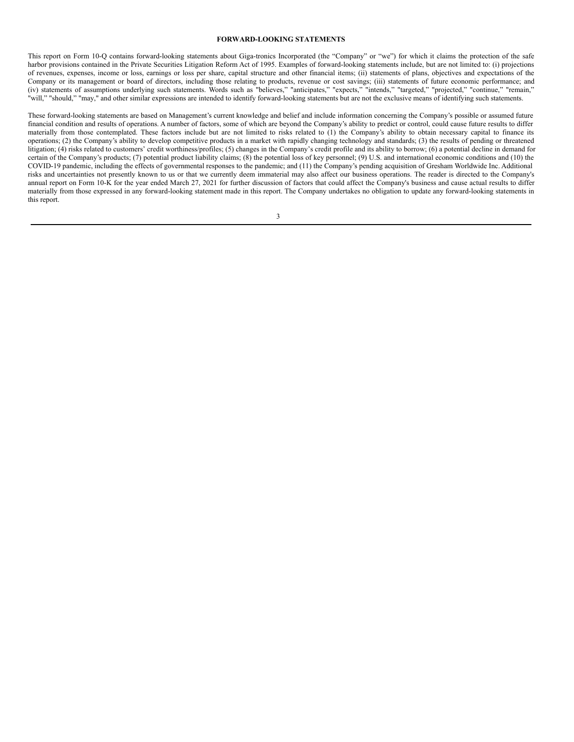## FORWARD-LOOKING STATEMENTS

This report on Form 10-Q contains forward-looking statements about Giga-tronics Incorporated (the "Company" or "we") for which it claims the protection of the safe harbor provisions contained in the Private Securities Litigation Reform Act of 1995. Examples of forward-looking statements include, but are not limited to: (i) projections of revenues, expenses, income or loss, earnings or loss per share, capital structure and other financial items; (ii) statements of plans, objectives and expectations of the Company or its management or board of directors, including those relating to products, revenue or cost savings; (iii) statements of future economic performance; and (iv) statements of assumptions underlying such statements. Words such as "believes," "anticipates," "expects," "intends," "targeted," "projected," "continue," "remain," "will," "should," "may," and other similar expressions are intended to identify forward-looking statements but are not the exclusive means of identifying such statements.

These forward-looking statements are based on Management's current knowledge and belief and include information concerning the Company's possible or assumed future financial condition and results of operations. A number of factors, some of which are beyond the Company's ability to predict or control, could cause future results to differ materially from those contemplated. These factors include but are not limited to risks related to (1) the Company's ability to obtain necessary capital to finance its operations; (2) the Company's ability to develop competitive products in a market with rapidly changing technology and standards; (3) the results of pending or threatened litigation; (4) risks related to customers' credit worthiness/profiles; (5) changes in the Company's credit profile and its ability to borrow; (6) a potential decline in demand for certain of the Company's products; (7) potential product liability claims; (8) the potential loss of key personnel; (9) U.S. and international economic conditions and (10) the COVID-19 pandemic, including the effects of governmental responses to the pandemic; and (11) the Company's pending acquisition of Gresham Worldwide Inc. Additional risks and uncertainties not presently known to us or that we currently deem immaterial may also affect our business operations. The reader is directed to the Company's annual report on Form 10-K for the year ended March 27, 2021 for further discussion of factors that could affect the Company's business and cause actual results to differ materially from those expressed in any forward-looking statement made in this report. The Company undertakes no obligation to update any forward-looking statements in this report.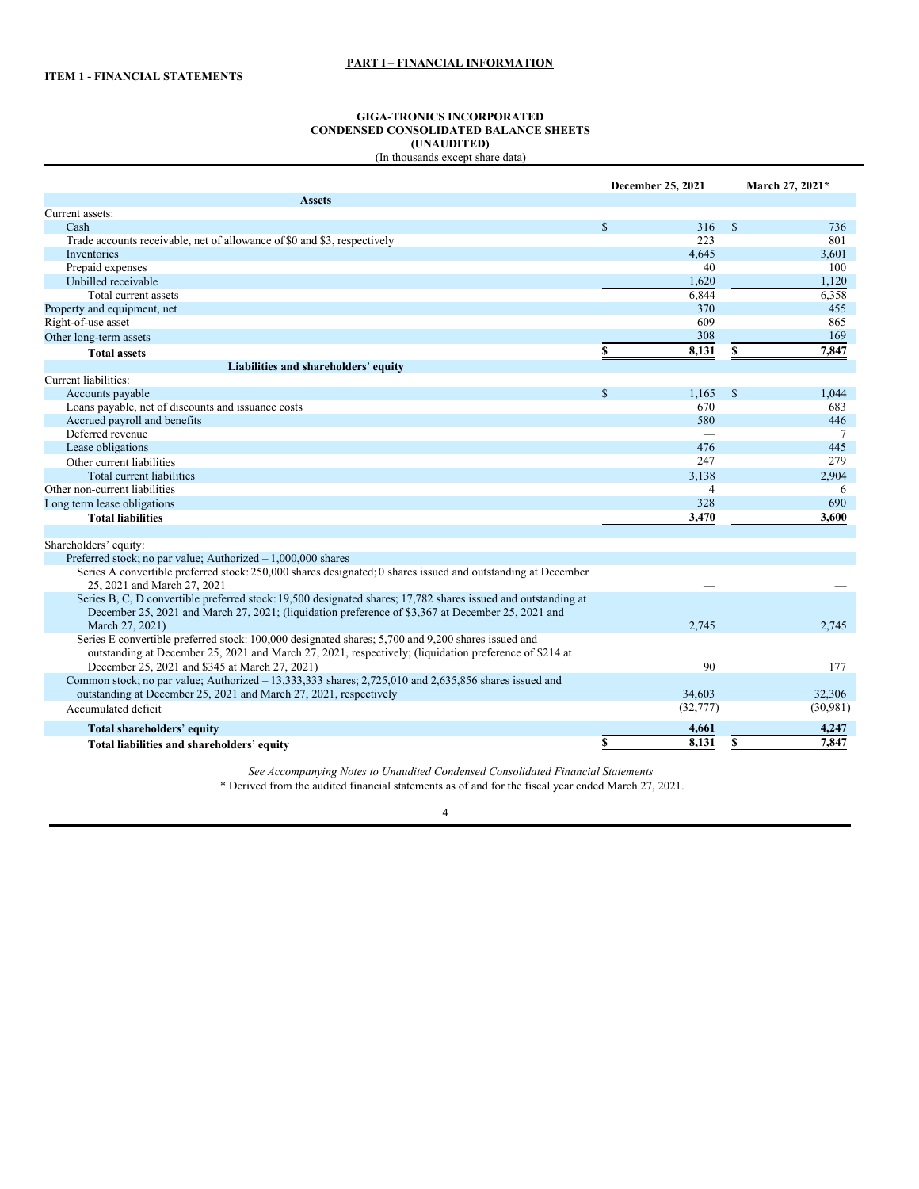## PART I – FINANCIAL INFORMATION

### ITEM 1 - FINANCIAL STATEMENTS

**GIGA-TRONICS INCORPORATED**
**CONDENSED CONSOLIDATED BALANCE SHEETS**
**(UNAUDITED)**
(In thousands except share data)

| | December 25, 2021 | March 27, 2021* |
|---|---|---|
| **Assets** | | |
| Current assets: | | |
| Cash | $ 316 | $ 736 |
| Trade accounts receivable, net of allowance of $0 and $3, respectively | 223 | 801 |
| Inventories | 4,645 | 3,601 |
| Prepaid expenses | 40 | 100 |
| Unbilled receivable | 1,620 | 1,120 |
| Total current assets | 6,844 | 6,358 |
| Property and equipment, net | 370 | 455 |
| Right-of-use asset | 609 | 865 |
| Other long-term assets | 308 | 169 |
| **Total assets** | **$ 8,131** | **$ 7,847** |
| **Liabilities and shareholders' equity** | | |
| Current liabilities: | | |
| Accounts payable | $ 1,165 | $ 1,044 |
| Loans payable, net of discounts and issuance costs | 670 | 683 |
| Accrued payroll and benefits | 580 | 446 |
| Deferred revenue | — | 7 |
| Lease obligations | 476 | 445 |
| Other current liabilities | 247 | 279 |
| Total current liabilities | 3,138 | 2,904 |
| Other non-current liabilities | 4 | 6 |
| Long term lease obligations | 328 | 690 |
| **Total liabilities** | **3,470** | **3,600** |
| | | |
| Shareholders' equity: | | |
| Preferred stock; no par value; Authorized – 1,000,000 shares | | |
| Series A convertible preferred stock: 250,000 shares designated; 0 shares issued and outstanding at December 25, 2021 and March 27, 2021 | — | — |
| Series B, C, D convertible preferred stock: 19,500 designated shares; 17,782 shares issued and outstanding at December 25, 2021 and March 27, 2021; (liquidation preference of $3,367 at December 25, 2021 and March 27, 2021) | 2,745 | 2,745 |
| Series E convertible preferred stock: 100,000 designated shares; 5,700 and 9,200 shares issued and outstanding at December 25, 2021 and March 27, 2021, respectively; (liquidation preference of $214 at December 25, 2021 and $345 at March 27, 2021) | 90 | 177 |
| Common stock; no par value; Authorized – 13,333,333 shares; 2,725,010 and 2,635,856 shares issued and outstanding at December 25, 2021 and March 27, 2021, respectively | 34,603 | 32,306 |
| Accumulated deficit | (32,777) | (30,981) |
| **Total shareholders' equity** | **4,661** | **4,247** |
| **Total liabilities and shareholders' equity** | **$ 8,131** | **$ 7,847** |

*See Accompanying Notes to Unaudited Condensed Consolidated Financial Statements*

\* Derived from the audited financial statements as of and for the fiscal year ended March 27, 2021.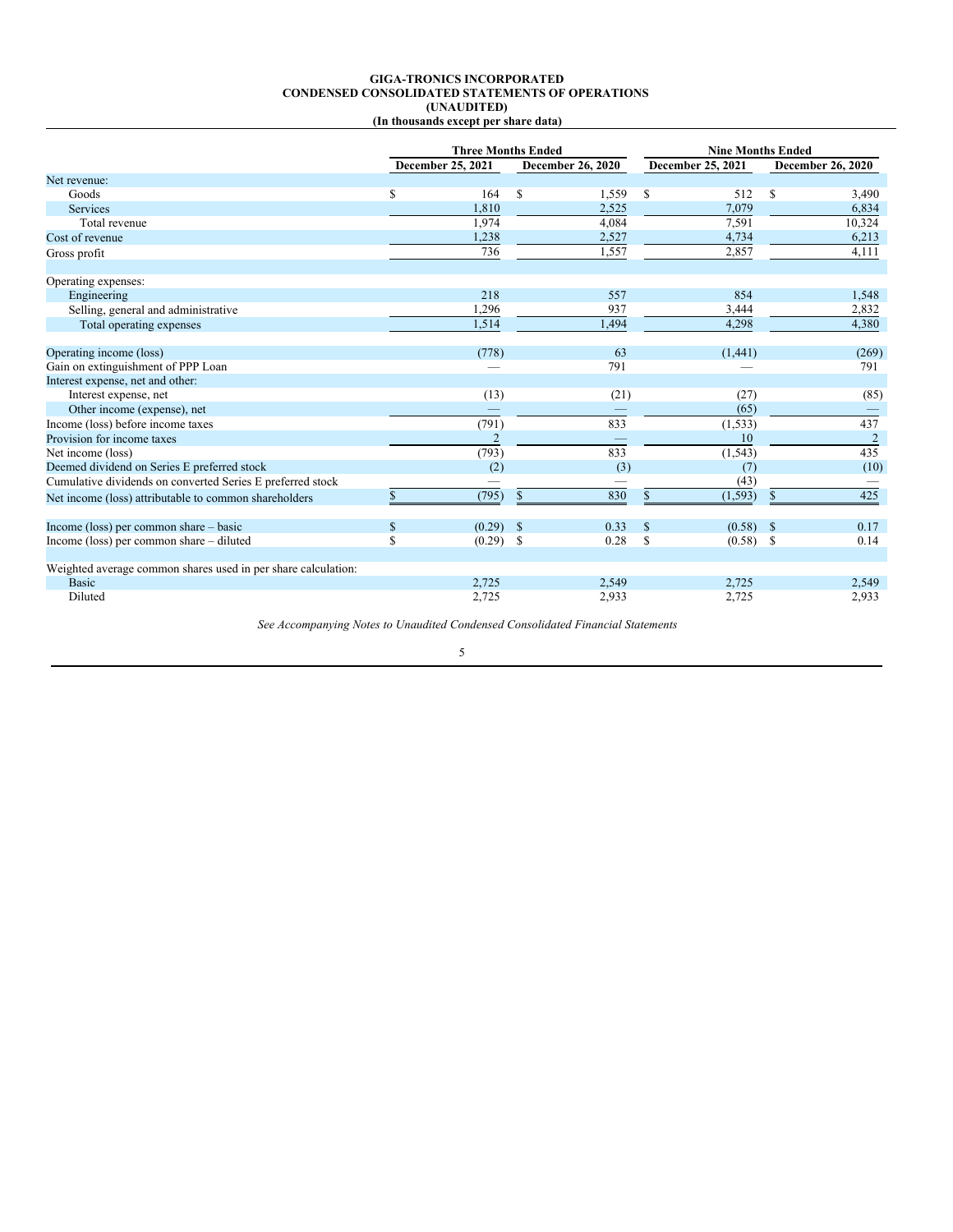**GIGA-TRONICS INCORPORATED**
**CONDENSED CONSOLIDATED STATEMENTS OF OPERATIONS**
**(UNAUDITED)**
**(In thousands except per share data)**

| | Three Months Ended | | Nine Months Ended | |
|---|---|---|---|---|
| | December 25, 2021 | December 26, 2020 | December 25, 2021 | December 26, 2020 |
| Net revenue: | | | | |
| Goods | $ 164 | $ 1,559 | $ 512 | $ 3,490 |
| Services | 1,810 | 2,525 | 7,079 | 6,834 |
| Total revenue | 1,974 | 4,084 | 7,591 | 10,324 |
| Cost of revenue | 1,238 | 2,527 | 4,734 | 6,213 |
| Gross profit | 736 | 1,557 | 2,857 | 4,111 |
| | | | | |
| Operating expenses: | | | | |
| Engineering | 218 | 557 | 854 | 1,548 |
| Selling, general and administrative | 1,296 | 937 | 3,444 | 2,832 |
| Total operating expenses | 1,514 | 1,494 | 4,298 | 4,380 |
| | | | | |
| Operating income (loss) | (778) | 63 | (1,441) | (269) |
| Gain on extinguishment of PPP Loan | — | 791 | — | 791 |
| Interest expense, net and other: | | | | |
| Interest expense, net | (13) | (21) | (27) | (85) |
| Other income (expense), net | — | — | (65) | — |
| Income (loss) before income taxes | (791) | 833 | (1,533) | 437 |
| Provision for income taxes | 2 | — | 10 | 2 |
| Net income (loss) | (793) | 833 | (1,543) | 435 |
| Deemed dividend on Series E preferred stock | (2) | (3) | (7) | (10) |
| Cumulative dividends on converted Series E preferred stock | — | — | (43) | — |
| Net income (loss) attributable to common shareholders | $ (795) | $ 830 | $ (1,593) | $ 425 |
| | | | | |
| Income (loss) per common share – basic | $ (0.29) | $ 0.33 | $ (0.58) | $ 0.17 |
| Income (loss) per common share – diluted | $ (0.29) | $ 0.28 | $ (0.58) | $ 0.14 |
| | | | | |
| Weighted average common shares used in per share calculation: | | | | |
| Basic | 2,725 | 2,549 | 2,725 | 2,549 |
| Diluted | 2,725 | 2,933 | 2,725 | 2,933 |

*See Accompanying Notes to Unaudited Condensed Consolidated Financial Statements*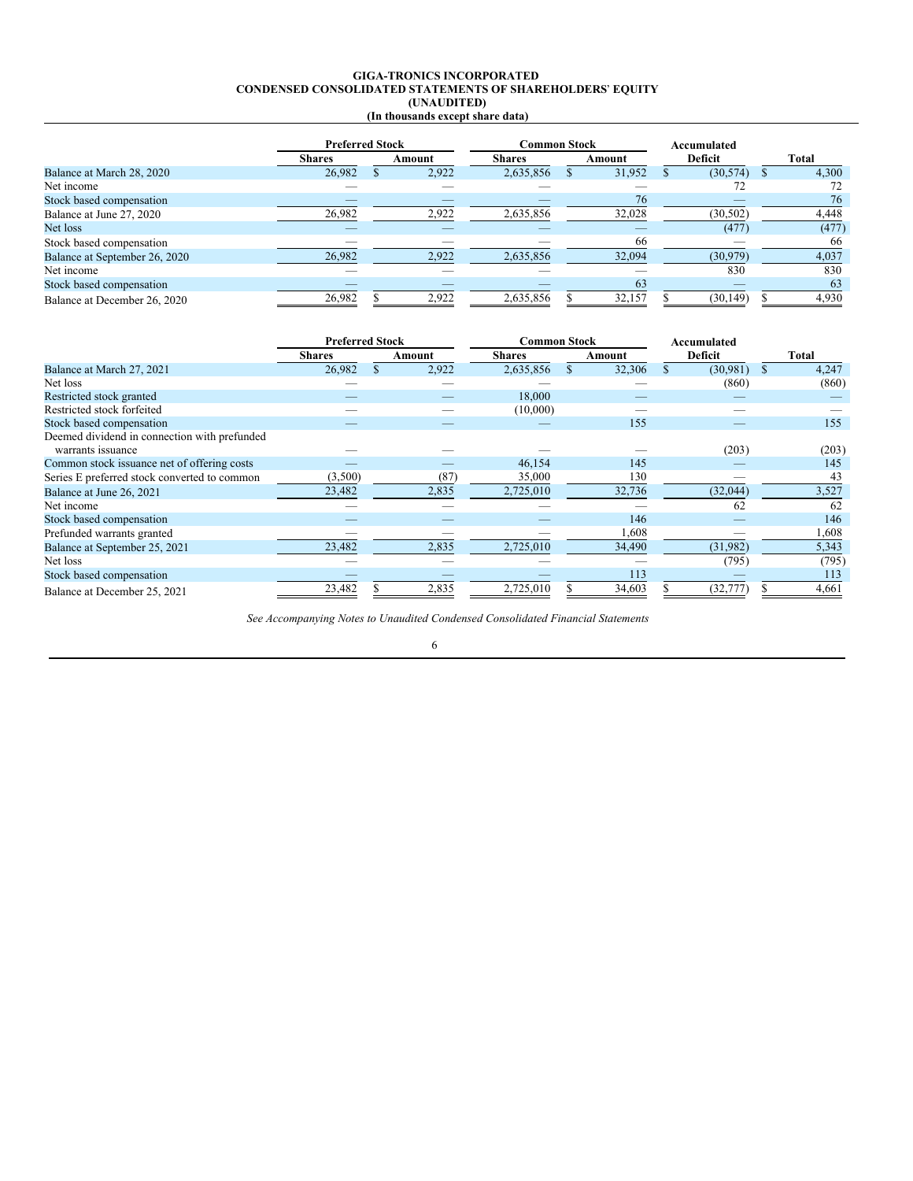**GIGA-TRONICS INCORPORATED**
**CONDENSED CONSOLIDATED STATEMENTS OF SHAREHOLDERS' EQUITY**
**(UNAUDITED)**
**(In thousands except share data)**

| | Preferred Stock | | Common Stock | | Accumulated | |
|---|---|---|---|---|---|---|
| | Shares | Amount | Shares | Amount | Deficit | Total |
| Balance at March 28, 2020 | 26,982 | $ 2,922 | 2,635,856 | $ 31,952 | $ (30,574) | $ 4,300 |
| Net income | — | — | — | — | 72 | 72 |
| Stock based compensation | — | — | — | 76 | — | 76 |
| Balance at June 27, 2020 | 26,982 | 2,922 | 2,635,856 | 32,028 | (30,502) | 4,448 |
| Net loss | — | — | — | — | (477) | (477) |
| Stock based compensation | — | — | — | 66 | — | 66 |
| Balance at September 26, 2020 | 26,982 | 2,922 | 2,635,856 | 32,094 | (30,979) | 4,037 |
| Net income | — | — | — | — | 830 | 830 |
| Stock based compensation | — | — | — | 63 | — | 63 |
| Balance at December 26, 2020 | 26,982 | $ 2,922 | 2,635,856 | $ 32,157 | $ (30,149) | $ 4,930 |

| | Preferred Stock | | Common Stock | | Accumulated | |
|---|---|---|---|---|---|---|
| | Shares | Amount | Shares | Amount | Deficit | Total |
| Balance at March 27, 2021 | 26,982 | $ 2,922 | 2,635,856 | $ 32,306 | $ (30,981) | $ 4,247 |
| Net loss | — | — | — | — | (860) | (860) |
| Restricted stock granted | — | — | 18,000 | — | — | — |
| Restricted stock forfeited | — | — | (10,000) | — | — | — |
| Stock based compensation | — | — | — | 155 | — | 155 |
| Deemed dividend in connection with prefunded warrants issuance | — | — | — | — | (203) | (203) |
| Common stock issuance net of offering costs | — | — | 46,154 | 145 | — | 145 |
| Series E preferred stock converted to common | (3,500) | (87) | 35,000 | 130 | — | 43 |
| Balance at June 26, 2021 | 23,482 | 2,835 | 2,725,010 | 32,736 | (32,044) | 3,527 |
| Net income | — | — | — | — | 62 | 62 |
| Stock based compensation | — | — | — | 146 | — | 146 |
| Prefunded warrants granted | — | — | — | 1,608 | — | 1,608 |
| Balance at September 25, 2021 | 23,482 | 2,835 | 2,725,010 | 34,490 | (31,982) | 5,343 |
| Net loss | — | — | — | — | (795) | (795) |
| Stock based compensation | — | — | — | 113 | — | 113 |
| Balance at December 25, 2021 | 23,482 | $ 2,835 | 2,725,010 | $ 34,603 | $ (32,777) | $ 4,661 |

*See Accompanying Notes to Unaudited Condensed Consolidated Financial Statements*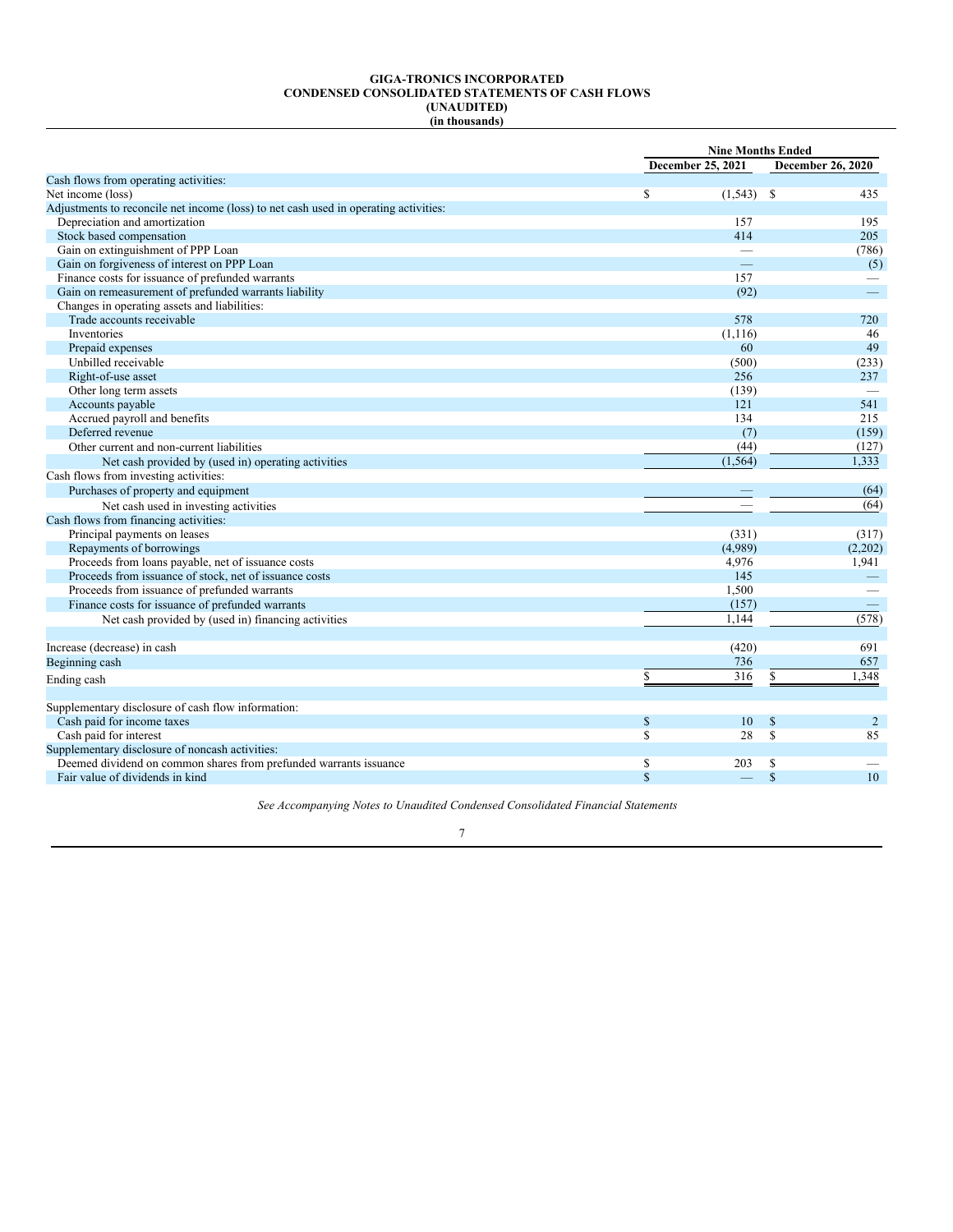**GIGA-TRONICS INCORPORATED**
**CONDENSED CONSOLIDATED STATEMENTS OF CASH FLOWS**
**(UNAUDITED)**
**(in thousands)**

| | Nine Months Ended | |
|---|---|---|
| | December 25, 2021 | December 26, 2020 |
| Cash flows from operating activities: | | |
| Net income (loss) | $ (1,543) | $ 435 |
| Adjustments to reconcile net income (loss) to net cash used in operating activities: | | |
| Depreciation and amortization | 157 | 195 |
| Stock based compensation | 414 | 205 |
| Gain on extinguishment of PPP Loan | — | (786) |
| Gain on forgiveness of interest on PPP Loan | — | (5) |
| Finance costs for issuance of prefunded warrants | 157 | — |
| Gain on remeasurement of prefunded warrants liability | (92) | — |
| Changes in operating assets and liabilities: | | |
| Trade accounts receivable | 578 | 720 |
| Inventories | (1,116) | 46 |
| Prepaid expenses | 60 | 49 |
| Unbilled receivable | (500) | (233) |
| Right-of-use asset | 256 | 237 |
| Other long term assets | (139) | — |
| Accounts payable | 121 | 541 |
| Accrued payroll and benefits | 134 | 215 |
| Deferred revenue | (7) | (159) |
| Other current and non-current liabilities | (44) | (127) |
| Net cash provided by (used in) operating activities | (1,564) | 1,333 |
| Cash flows from investing activities: | | |
| Purchases of property and equipment | — | (64) |
| Net cash used in investing activities | — | (64) |
| Cash flows from financing activities: | | |
| Principal payments on leases | (331) | (317) |
| Repayments of borrowings | (4,989) | (2,202) |
| Proceeds from loans payable, net of issuance costs | 4,976 | 1,941 |
| Proceeds from issuance of stock, net of issuance costs | 145 | — |
| Proceeds from issuance of prefunded warrants | 1,500 | — |
| Finance costs for issuance of prefunded warrants | (157) | — |
| Net cash provided by (used in) financing activities | 1,144 | (578) |
| | | |
| Increase (decrease) in cash | (420) | 691 |
| Beginning cash | 736 | 657 |
| Ending cash | $ 316 | $ 1,348 |
| | | |
| Supplementary disclosure of cash flow information: | | |
| Cash paid for income taxes | $ 10 | $ 2 |
| Cash paid for interest | $ 28 | $ 85 |
| Supplementary disclosure of noncash activities: | | |
| Deemed dividend on common shares from prefunded warrants issuance | $ 203 | $ — |
| Fair value of dividends in kind | $ — | $ 10 |

*See Accompanying Notes to Unaudited Condensed Consolidated Financial Statements*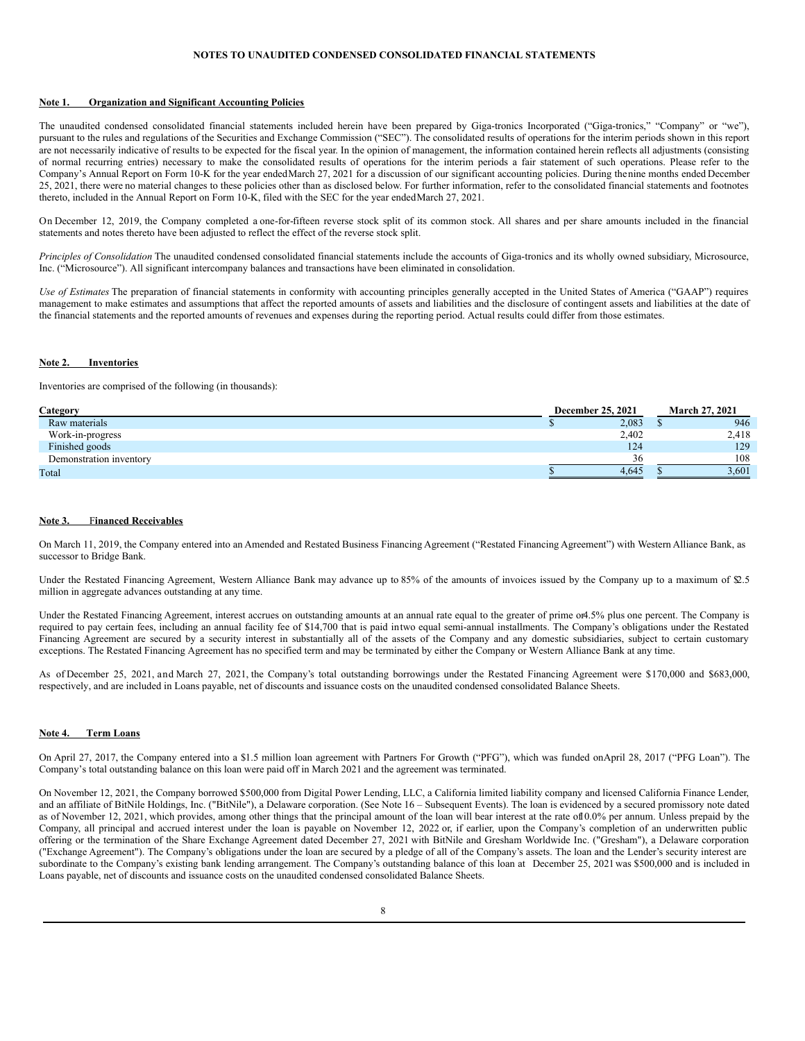## NOTES TO UNAUDITED CONDENSED CONSOLIDATED FINANCIAL STATEMENTS

### Note 1. Organization and Significant Accounting Policies

The unaudited condensed consolidated financial statements included herein have been prepared by Giga-tronics Incorporated ("Giga-tronics," "Company" or "we"), pursuant to the rules and regulations of the Securities and Exchange Commission ("SEC"). The consolidated results of operations for the interim periods shown in this report are not necessarily indicative of results to be expected for the fiscal year. In the opinion of management, the information contained herein reflects all adjustments (consisting of normal recurring entries) necessary to make the consolidated results of operations for the interim periods a fair statement of such operations. Please refer to the Company's Annual Report on Form 10-K for the year ended March 27, 2021 for a discussion of our significant accounting policies. During the nine months ended December 25, 2021, there were no material changes to these policies other than as disclosed below. For further information, refer to the consolidated financial statements and footnotes thereto, included in the Annual Report on Form 10-K, filed with the SEC for the year ended March 27, 2021.

On December 12, 2019, the Company completed a one-for-fifteen reverse stock split of its common stock. All shares and per share amounts included in the financial statements and notes thereto have been adjusted to reflect the effect of the reverse stock split.

*Principles of Consolidation* The unaudited condensed consolidated financial statements include the accounts of Giga-tronics and its wholly owned subsidiary, Microsource, Inc. ("Microsource"). All significant intercompany balances and transactions have been eliminated in consolidation.

*Use of Estimates* The preparation of financial statements in conformity with accounting principles generally accepted in the United States of America ("GAAP") requires management to make estimates and assumptions that affect the reported amounts of assets and liabilities and the disclosure of contingent assets and liabilities at the date of the financial statements and the reported amounts of revenues and expenses during the reporting period. Actual results could differ from those estimates.

### Note 2. Inventories

Inventories are comprised of the following (in thousands):

| Category | December 25, 2021 | March 27, 2021 |
|---|---|---|
| Raw materials | $ 2,083 | $ 946 |
| Work-in-progress | 2,402 | 2,418 |
| Finished goods | 124 | 129 |
| Demonstration inventory | 36 | 108 |
| Total | $ 4,645 | $ 3,601 |

### Note 3. Financed Receivables

On March 11, 2019, the Company entered into an Amended and Restated Business Financing Agreement ("Restated Financing Agreement") with Western Alliance Bank, as successor to Bridge Bank.

Under the Restated Financing Agreement, Western Alliance Bank may advance up to 85% of the amounts of invoices issued by the Company up to a maximum of $2.5 million in aggregate advances outstanding at any time.

Under the Restated Financing Agreement, interest accrues on outstanding amounts at an annual rate equal to the greater of prime or 4.5% plus one percent. The Company is required to pay certain fees, including an annual facility fee of $14,700 that is paid in two equal semi-annual installments. The Company's obligations under the Restated Financing Agreement are secured by a security interest in substantially all of the assets of the Company and any domestic subsidiaries, subject to certain customary exceptions. The Restated Financing Agreement has no specified term and may be terminated by either the Company or Western Alliance Bank at any time.

As of December 25, 2021, and March 27, 2021, the Company's total outstanding borrowings under the Restated Financing Agreement were $170,000 and $683,000, respectively, and are included in Loans payable, net of discounts and issuance costs on the unaudited condensed consolidated Balance Sheets.

### Note 4. Term Loans

On April 27, 2017, the Company entered into a $1.5 million loan agreement with Partners For Growth ("PFG"), which was funded on April 28, 2017 ("PFG Loan"). The Company's total outstanding balance on this loan were paid off in March 2021 and the agreement was terminated.

On November 12, 2021, the Company borrowed $500,000 from Digital Power Lending, LLC, a California limited liability company and licensed California Finance Lender, and an affiliate of BitNile Holdings, Inc. ("BitNile"), a Delaware corporation. (See Note 16 – Subsequent Events). The loan is evidenced by a secured promissory note dated as of November 12, 2021, which provides, among other things that the principal amount of the loan will bear interest at the rate of 10.0% per annum. Unless prepaid by the Company, all principal and accrued interest under the loan is payable on November 12, 2022 or, if earlier, upon the Company's completion of an underwritten public offering or the termination of the Share Exchange Agreement dated December 27, 2021 with BitNile and Gresham Worldwide Inc. ("Gresham"), a Delaware corporation ("Exchange Agreement"). The Company's obligations under the loan are secured by a pledge of all of the Company's assets. The loan and the Lender's security interest are subordinate to the Company's existing bank lending arrangement. The Company's outstanding balance of this loan at December 25, 2021 was $500,000 and is included in Loans payable, net of discounts and issuance costs on the unaudited condensed consolidated Balance Sheets.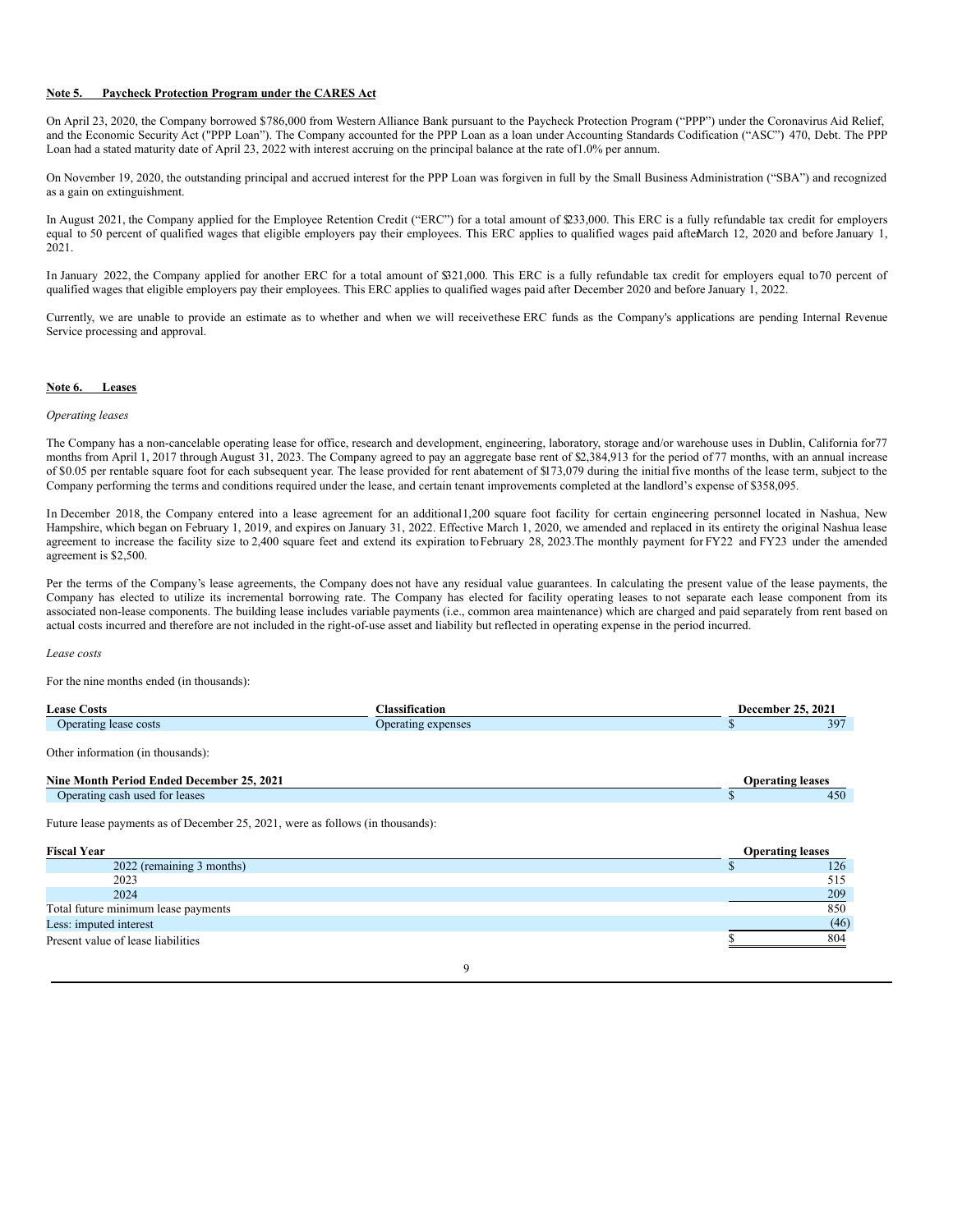**Note 5. Paycheck Protection Program under the CARES Act**

On April 23, 2020, the Company borrowed $786,000 from Western Alliance Bank pursuant to the Paycheck Protection Program ("PPP") under the Coronavirus Aid Relief, and the Economic Security Act ("PPP Loan"). The Company accounted for the PPP Loan as a loan under Accounting Standards Codification ("ASC") 470, Debt. The PPP Loan had a stated maturity date of April 23, 2022 with interest accruing on the principal balance at the rate of 1.0% per annum.

On November 19, 2020, the outstanding principal and accrued interest for the PPP Loan was forgiven in full by the Small Business Administration ("SBA") and recognized as a gain on extinguishment.

In August 2021, the Company applied for the Employee Retention Credit ("ERC") for a total amount of $233,000. This ERC is a fully refundable tax credit for employers equal to 50 percent of qualified wages that eligible employers pay their employees. This ERC applies to qualified wages paid after March 12, 2020 and before January 1, 2021.

In January 2022, the Company applied for another ERC for a total amount of $321,000. This ERC is a fully refundable tax credit for employers equal to 70 percent of qualified wages that eligible employers pay their employees. This ERC applies to qualified wages paid after December 2020 and before January 1, 2022.

Currently, we are unable to provide an estimate as to whether and when we will receive these ERC funds as the Company's applications are pending Internal Revenue Service processing and approval.

**Note 6. Leases**

*Operating leases*

The Company has a non-cancelable operating lease for office, research and development, engineering, laboratory, storage and/or warehouse uses in Dublin, California for 77 months from April 1, 2017 through August 31, 2023. The Company agreed to pay an aggregate base rent of $2,384,913 for the period of 77 months, with an annual increase of $0.05 per rentable square foot for each subsequent year. The lease provided for rent abatement of $173,079 during the initial five months of the lease term, subject to the Company performing the terms and conditions required under the lease, and certain tenant improvements completed at the landlord's expense of $358,095.

In December 2018, the Company entered into a lease agreement for an additional 1,200 square foot facility for certain engineering personnel located in Nashua, New Hampshire, which began on February 1, 2019, and expires on January 31, 2022. Effective March 1, 2020, we amended and replaced in its entirety the original Nashua lease agreement to increase the facility size to 2,400 square feet and extend its expiration to February 28, 2023. The monthly payment for FY22 and FY23 under the amended agreement is $2,500.

Per the terms of the Company's lease agreements, the Company does not have any residual value guarantees. In calculating the present value of the lease payments, the Company has elected to utilize its incremental borrowing rate. The Company has elected for facility operating leases to not separate each lease component from its associated non-lease components. The building lease includes variable payments (i.e., common area maintenance) which are charged and paid separately from rent based on actual costs incurred and therefore are not included in the right-of-use asset and liability but reflected in operating expense in the period incurred.

*Lease costs*

For the nine months ended (in thousands):

| Lease Costs | Classification | December 25, 2021 |
|---|---|---|
| Operating lease costs | Operating expenses | $ 397 |

Other information (in thousands):

| Nine Month Period Ended December 25, 2021 | Operating leases |
|---|---|
| Operating cash used for leases | $ 450 |

Future lease payments as of December 25, 2021, were as follows (in thousands):

| Fiscal Year | Operating leases |
|---|---|
| 2022 (remaining 3 months) | $ 126 |
| 2023 | 515 |
| 2024 | 209 |
| Total future minimum lease payments | 850 |
| Less: imputed interest | (46) |
| Present value of lease liabilities | $ 804 |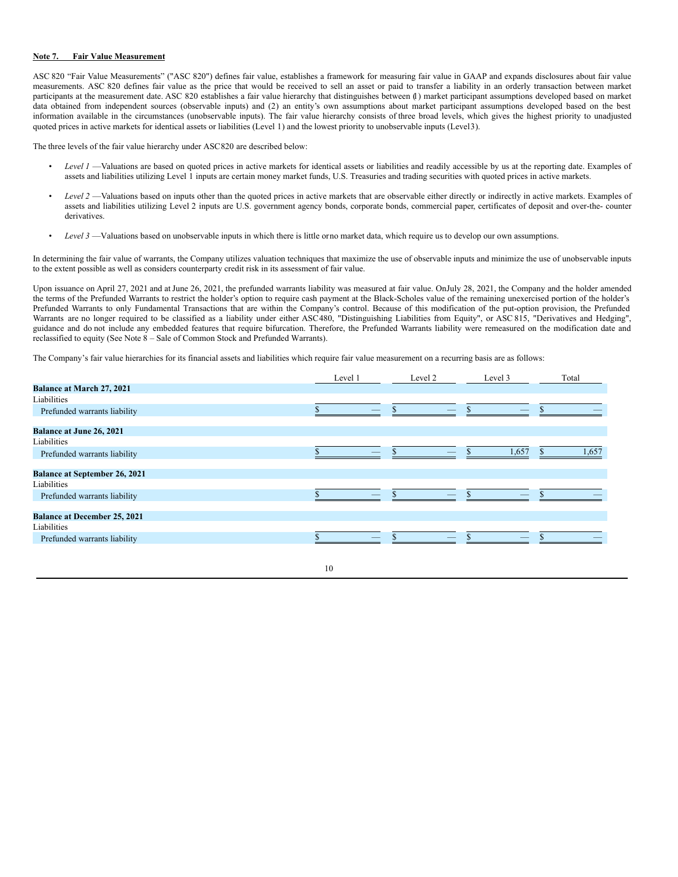**Note 7. Fair Value Measurement**

ASC 820 "Fair Value Measurements" ("ASC 820") defines fair value, establishes a framework for measuring fair value in GAAP and expands disclosures about fair value measurements. ASC 820 defines fair value as the price that would be received to sell an asset or paid to transfer a liability in an orderly transaction between market participants at the measurement date. ASC 820 establishes a fair value hierarchy that distinguishes between (1) market participant assumptions developed based on market data obtained from independent sources (observable inputs) and (2) an entity's own assumptions about market participant assumptions developed based on the best information available in the circumstances (unobservable inputs). The fair value hierarchy consists of three broad levels, which gives the highest priority to unadjusted quoted prices in active markets for identical assets or liabilities (Level 1) and the lowest priority to unobservable inputs (Level3).

The three levels of the fair value hierarchy under ASC820 are described below:

- *Level 1* —Valuations are based on quoted prices in active markets for identical assets or liabilities and readily accessible by us at the reporting date. Examples of assets and liabilities utilizing Level 1 inputs are certain money market funds, U.S. Treasuries and trading securities with quoted prices in active markets.
- *Level 2* —Valuations based on inputs other than the quoted prices in active markets that are observable either directly or indirectly in active markets. Examples of assets and liabilities utilizing Level 2 inputs are U.S. government agency bonds, corporate bonds, commercial paper, certificates of deposit and over-the- counter derivatives.
- *Level 3* —Valuations based on unobservable inputs in which there is little orno market data, which require us to develop our own assumptions.

In determining the fair value of warrants, the Company utilizes valuation techniques that maximize the use of observable inputs and minimize the use of unobservable inputs to the extent possible as well as considers counterparty credit risk in its assessment of fair value.

Upon issuance on April 27, 2021 and at June 26, 2021, the prefunded warrants liability was measured at fair value. OnJuly 28, 2021, the Company and the holder amended the terms of the Prefunded Warrants to restrict the holder's option to require cash payment at the Black-Scholes value of the remaining unexercised portion of the holder's Prefunded Warrants to only Fundamental Transactions that are within the Company's control. Because of this modification of the put-option provision, the Prefunded Warrants are no longer required to be classified as a liability under either ASC480, "Distinguishing Liabilities from Equity", or ASC 815, "Derivatives and Hedging", guidance and do not include any embedded features that require bifurcation. Therefore, the Prefunded Warrants liability were remeasured on the modification date and reclassified to equity (See Note 8 – Sale of Common Stock and Prefunded Warrants).

The Company's fair value hierarchies for its financial assets and liabilities which require fair value measurement on a recurring basis are as follows:

| | Level 1 | Level 2 | Level 3 | Total |
|---|---|---|---|---|
| **Balance at March 27, 2021** | | | | |
| Liabilities | | | | |
| Prefunded warrants liability | $ — | $ — | $ — | $ — |
| **Balance at June 26, 2021** | | | | |
| Liabilities | | | | |
| Prefunded warrants liability | $ — | $ — | $ 1,657 | $ 1,657 |
| **Balance at September 26, 2021** | | | | |
| Liabilities | | | | |
| Prefunded warrants liability | $ — | $ — | $ — | $ — |
| **Balance at December 25, 2021** | | | | |
| Liabilities | | | | |
| Prefunded warrants liability | $ — | $ — | $ — | $ — |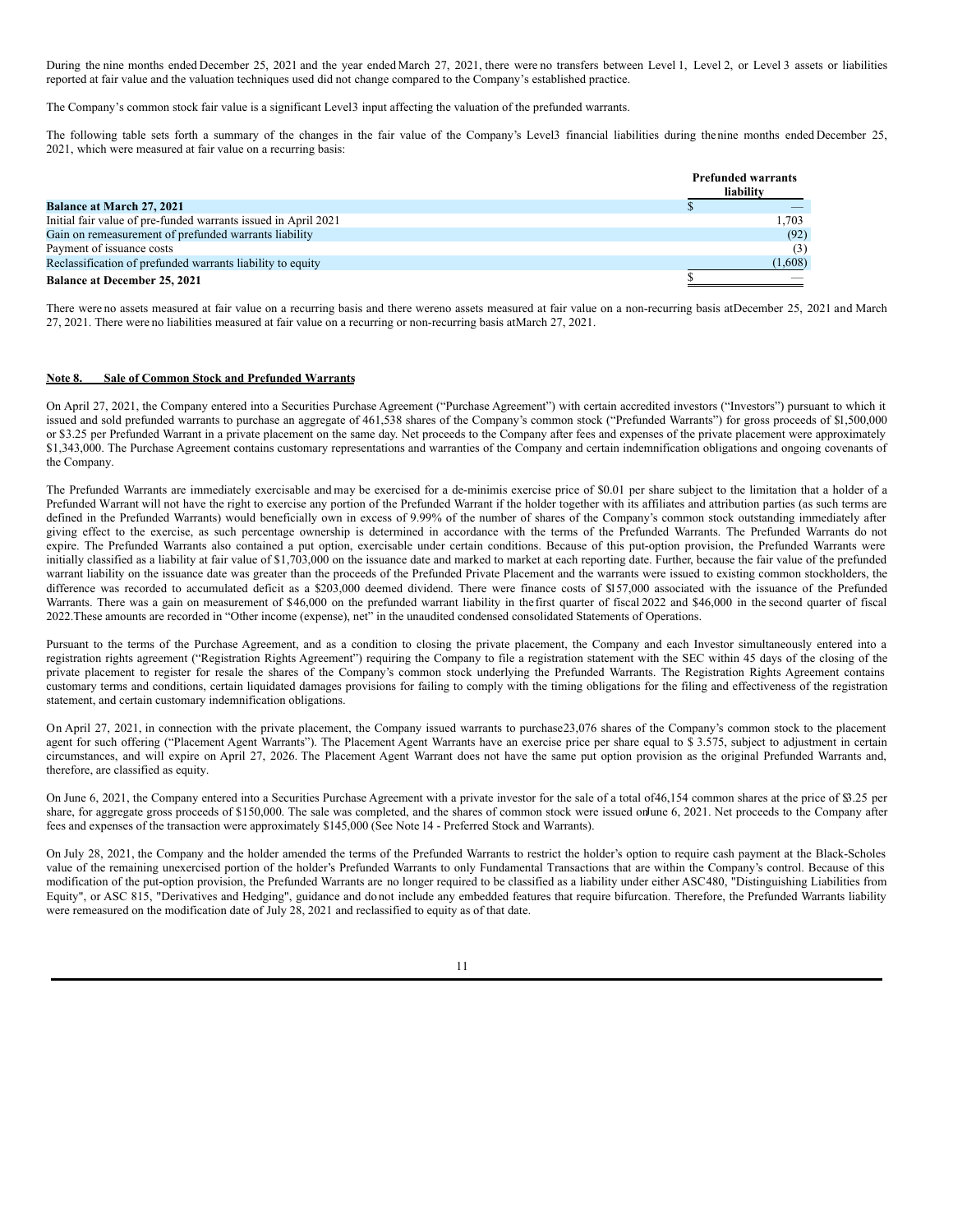During the nine months ended December 25, 2021 and the year ended March 27, 2021, there were no transfers between Level 1, Level 2, or Level 3 assets or liabilities reported at fair value and the valuation techniques used did not change compared to the Company's established practice.

The Company's common stock fair value is a significant Level3 input affecting the valuation of the prefunded warrants.

The following table sets forth a summary of the changes in the fair value of the Company's Level3 financial liabilities during the nine months ended December 25, 2021, which were measured at fair value on a recurring basis:

| | Prefunded warrants liability |
|---|---|
| **Balance at March 27, 2021** | $ — |
| Initial fair value of pre-funded warrants issued in April 2021 | 1,703 |
| Gain on remeasurement of prefunded warrants liability | (92) |
| Payment of issuance costs | (3) |
| Reclassification of prefunded warrants liability to equity | (1,608) |
| **Balance at December 25, 2021** | $ — |

There were no assets measured at fair value on a recurring basis and there were no assets measured at fair value on a non-recurring basis at December 25, 2021 and March 27, 2021. There were no liabilities measured at fair value on a recurring or non-recurring basis at March 27, 2021.

**Note 8. Sale of Common Stock and Prefunded Warrants**

On April 27, 2021, the Company entered into a Securities Purchase Agreement ("Purchase Agreement") with certain accredited investors ("Investors") pursuant to which it issued and sold prefunded warrants to purchase an aggregate of 461,538 shares of the Company's common stock ("Prefunded Warrants") for gross proceeds of $1,500,000 or $3.25 per Prefunded Warrant in a private placement on the same day. Net proceeds to the Company after fees and expenses of the private placement were approximately $1,343,000. The Purchase Agreement contains customary representations and warranties of the Company and certain indemnification obligations and ongoing covenants of the Company.

The Prefunded Warrants are immediately exercisable and may be exercised for a de-minimis exercise price of $0.01 per share subject to the limitation that a holder of a Prefunded Warrant will not have the right to exercise any portion of the Prefunded Warrant if the holder together with its affiliates and attribution parties (as such terms are defined in the Prefunded Warrants) would beneficially own in excess of 9.99% of the number of shares of the Company's common stock outstanding immediately after giving effect to the exercise, as such percentage ownership is determined in accordance with the terms of the Prefunded Warrants. The Prefunded Warrants do not expire. The Prefunded Warrants also contained a put option, exercisable under certain conditions. Because of this put-option provision, the Prefunded Warrants were initially classified as a liability at fair value of $1,703,000 on the issuance date and marked to market at each reporting date. Further, because the fair value of the prefunded warrant liability on the issuance date was greater than the proceeds of the Prefunded Private Placement and the warrants were issued to existing common stockholders, the difference was recorded to accumulated deficit as a $203,000 deemed dividend. There were finance costs of $157,000 associated with the issuance of the Prefunded Warrants. There was a gain on measurement of $46,000 on the prefunded warrant liability in the first quarter of fiscal 2022 and $46,000 in the second quarter of fiscal 2022. These amounts are recorded in "Other income (expense), net" in the unaudited condensed consolidated Statements of Operations.

Pursuant to the terms of the Purchase Agreement, and as a condition to closing the private placement, the Company and each Investor simultaneously entered into a registration rights agreement ("Registration Rights Agreement") requiring the Company to file a registration statement with the SEC within 45 days of the closing of the private placement to register for resale the shares of the Company's common stock underlying the Prefunded Warrants. The Registration Rights Agreement contains customary terms and conditions, certain liquidated damages provisions for failing to comply with the timing obligations for the filing and effectiveness of the registration statement, and certain customary indemnification obligations.

On April 27, 2021, in connection with the private placement, the Company issued warrants to purchase 23,076 shares of the Company's common stock to the placement agent for such offering ("Placement Agent Warrants"). The Placement Agent Warrants have an exercise price per share equal to $ 3.575, subject to adjustment in certain circumstances, and will expire on April 27, 2026. The Placement Agent Warrant does not have the same put option provision as the original Prefunded Warrants and, therefore, are classified as equity.

On June 6, 2021, the Company entered into a Securities Purchase Agreement with a private investor for the sale of a total of 46,154 common shares at the price of $3.25 per share, for aggregate gross proceeds of $150,000. The sale was completed, and the shares of common stock were issued on June 6, 2021. Net proceeds to the Company after fees and expenses of the transaction were approximately $145,000 (See Note 14 - Preferred Stock and Warrants).

On July 28, 2021, the Company and the holder amended the terms of the Prefunded Warrants to restrict the holder's option to require cash payment at the Black-Scholes value of the remaining unexercised portion of the holder's Prefunded Warrants to only Fundamental Transactions that are within the Company's control. Because of this modification of the put-option provision, the Prefunded Warrants are no longer required to be classified as a liability under either ASC480, "Distinguishing Liabilities from Equity", or ASC 815, "Derivatives and Hedging", guidance and do not include any embedded features that require bifurcation. Therefore, the Prefunded Warrants liability were remeasured on the modification date of July 28, 2021 and reclassified to equity as of that date.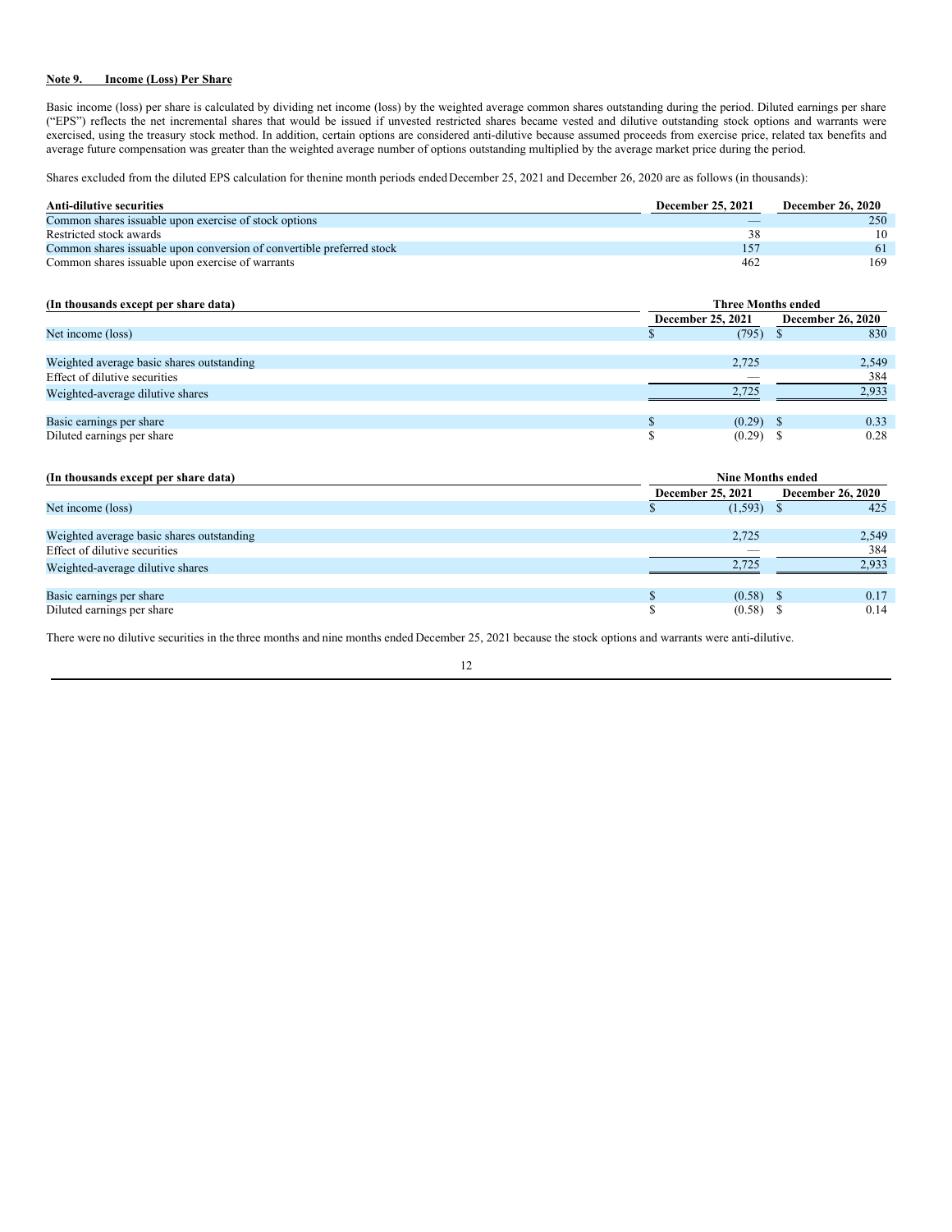**Note 9. Income (Loss) Per Share**

Basic income (loss) per share is calculated by dividing net income (loss) by the weighted average common shares outstanding during the period. Diluted earnings per share ("EPS") reflects the net incremental shares that would be issued if unvested restricted shares became vested and dilutive outstanding stock options and warrants were exercised, using the treasury stock method. In addition, certain options are considered anti-dilutive because assumed proceeds from exercise price, related tax benefits and average future compensation was greater than the weighted average number of options outstanding multiplied by the average market price during the period.

Shares excluded from the diluted EPS calculation for thenine month periods ended December 25, 2021 and December 26, 2020 are as follows (in thousands):

| Anti-dilutive securities | December 25, 2021 | December 26, 2020 |
|---|---|---|
| Common shares issuable upon exercise of stock options | — | 250 |
| Restricted stock awards | 38 | 10 |
| Common shares issuable upon conversion of convertible preferred stock | 157 | 61 |
| Common shares issuable upon exercise of warrants | 462 | 169 |

| (In thousands except per share data) | Three Months ended | |
|---|---|---|
| | December 25, 2021 | December 26, 2020 |
| Net income (loss) | $ (795) | $ 830 |
| Weighted average basic shares outstanding | 2,725 | 2,549 |
| Effect of dilutive securities | — | 384 |
| Weighted-average dilutive shares | 2,725 | 2,933 |
| Basic earnings per share | $ (0.29) | $ 0.33 |
| Diluted earnings per share | $ (0.29) | $ 0.28 |

| (In thousands except per share data) | Nine Months ended | |
|---|---|---|
| | December 25, 2021 | December 26, 2020 |
| Net income (loss) | $ (1,593) | $ 425 |
| Weighted average basic shares outstanding | 2,725 | 2,549 |
| Effect of dilutive securities | — | 384 |
| Weighted-average dilutive shares | 2,725 | 2,933 |
| Basic earnings per share | $ (0.58) | $ 0.17 |
| Diluted earnings per share | $ (0.58) | $ 0.14 |

There were no dilutive securities in the three months and nine months ended December 25, 2021 because the stock options and warrants were anti-dilutive.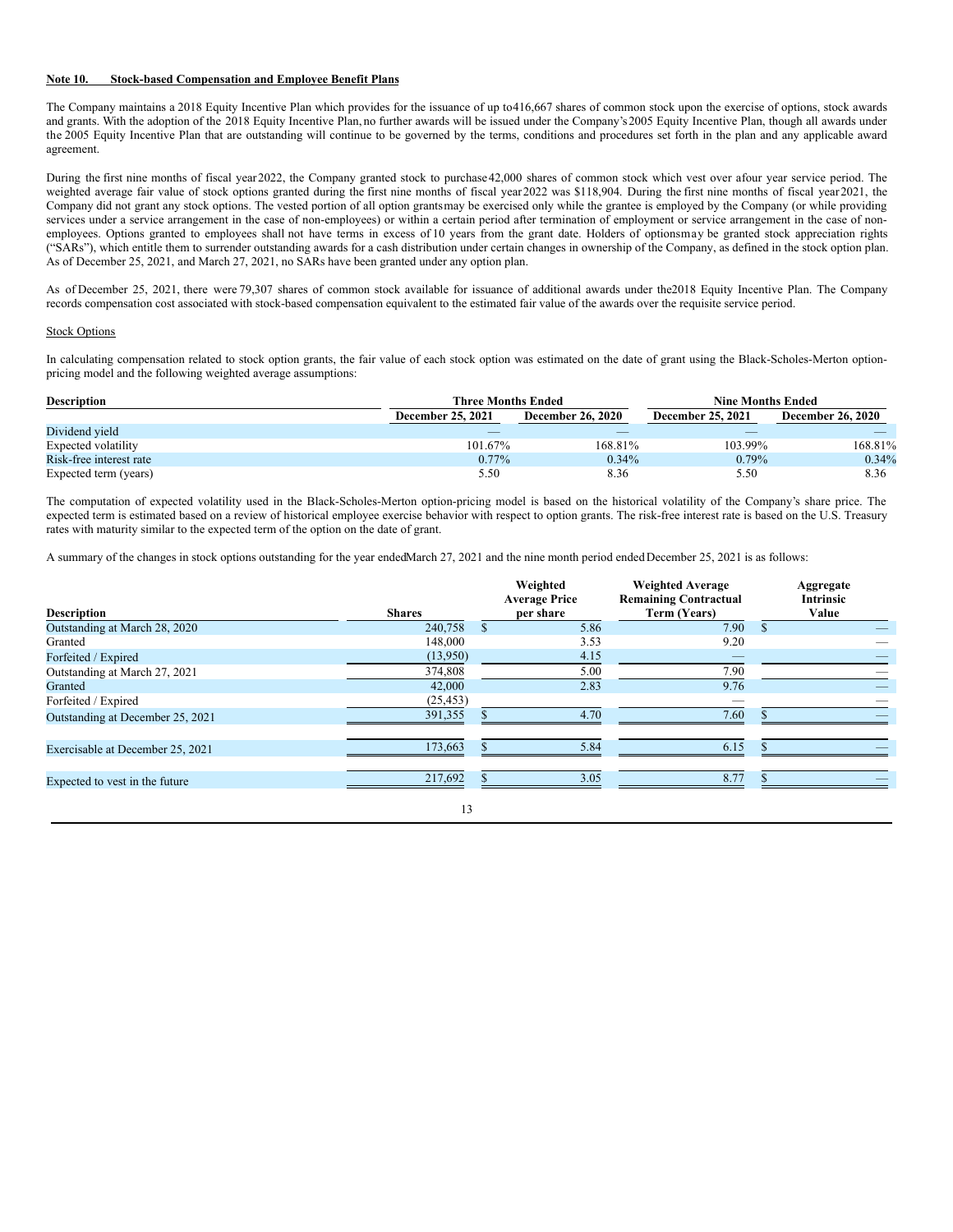**Note 10. Stock-based Compensation and Employee Benefit Plans**

The Company maintains a 2018 Equity Incentive Plan which provides for the issuance of up to 416,667 shares of common stock upon the exercise of options, stock awards and grants. With the adoption of the 2018 Equity Incentive Plan, no further awards will be issued under the Company's 2005 Equity Incentive Plan, though all awards under the 2005 Equity Incentive Plan that are outstanding will continue to be governed by the terms, conditions and procedures set forth in the plan and any applicable award agreement.

During the first nine months of fiscal year 2022, the Company granted stock to purchase 42,000 shares of common stock which vest over a four year service period. The weighted average fair value of stock options granted during the first nine months of fiscal year 2022 was $118,904. During the first nine months of fiscal year 2021, the Company did not grant any stock options. The vested portion of all option grants may be exercised only while the grantee is employed by the Company (or while providing services under a service arrangement in the case of non-employees) or within a certain period after termination of employment or service arrangement in the case of non-employees. Options granted to employees shall not have terms in excess of 10 years from the grant date. Holders of options may be granted stock appreciation rights ("SARs"), which entitle them to surrender outstanding awards for a cash distribution under certain changes in ownership of the Company, as defined in the stock option plan. As of December 25, 2021, and March 27, 2021, no SARs have been granted under any option plan.

As of December 25, 2021, there were 79,307 shares of common stock available for issuance of additional awards under the 2018 Equity Incentive Plan. The Company records compensation cost associated with stock-based compensation equivalent to the estimated fair value of the awards over the requisite service period.

Stock Options

In calculating compensation related to stock option grants, the fair value of each stock option was estimated on the date of grant using the Black-Scholes-Merton option-pricing model and the following weighted average assumptions:

| Description | Three Months Ended | | Nine Months Ended | |
|---|---|---|---|---|
| | December 25, 2021 | December 26, 2020 | December 25, 2021 | December 26, 2020 |
| Dividend yield | — | — | — | — |
| Expected volatility | 101.67% | 168.81% | 103.99% | 168.81% |
| Risk-free interest rate | 0.77% | 0.34% | 0.79% | 0.34% |
| Expected term (years) | 5.50 | 8.36 | 5.50 | 8.36 |

The computation of expected volatility used in the Black-Scholes-Merton option-pricing model is based on the historical volatility of the Company's share price. The expected term is estimated based on a review of historical employee exercise behavior with respect to option grants. The risk-free interest rate is based on the U.S. Treasury rates with maturity similar to the expected term of the option on the date of grant.

A summary of the changes in stock options outstanding for the year ended March 27, 2021 and the nine month period ended December 25, 2021 is as follows:

| Description | Shares | Weighted Average Price per share | Weighted Average Remaining Contractual Term (Years) | Aggregate Intrinsic Value |
|---|---|---|---|---|
| Outstanding at March 28, 2020 | 240,758 | $ 5.86 | 7.90 | $ — |
| Granted | 148,000 | 3.53 | 9.20 | — |
| Forfeited / Expired | (13,950) | 4.15 | — | — |
| Outstanding at March 27, 2021 | 374,808 | 5.00 | 7.90 | — |
| Granted | 42,000 | 2.83 | 9.76 | — |
| Forfeited / Expired | (25,453) | | — | — |
| Outstanding at December 25, 2021 | 391,355 | $ 4.70 | 7.60 | $ — |
| Exercisable at December 25, 2021 | 173,663 | $ 5.84 | 6.15 | $ — |
| Expected to vest in the future | 217,692 | $ 3.05 | 8.77 | $ — |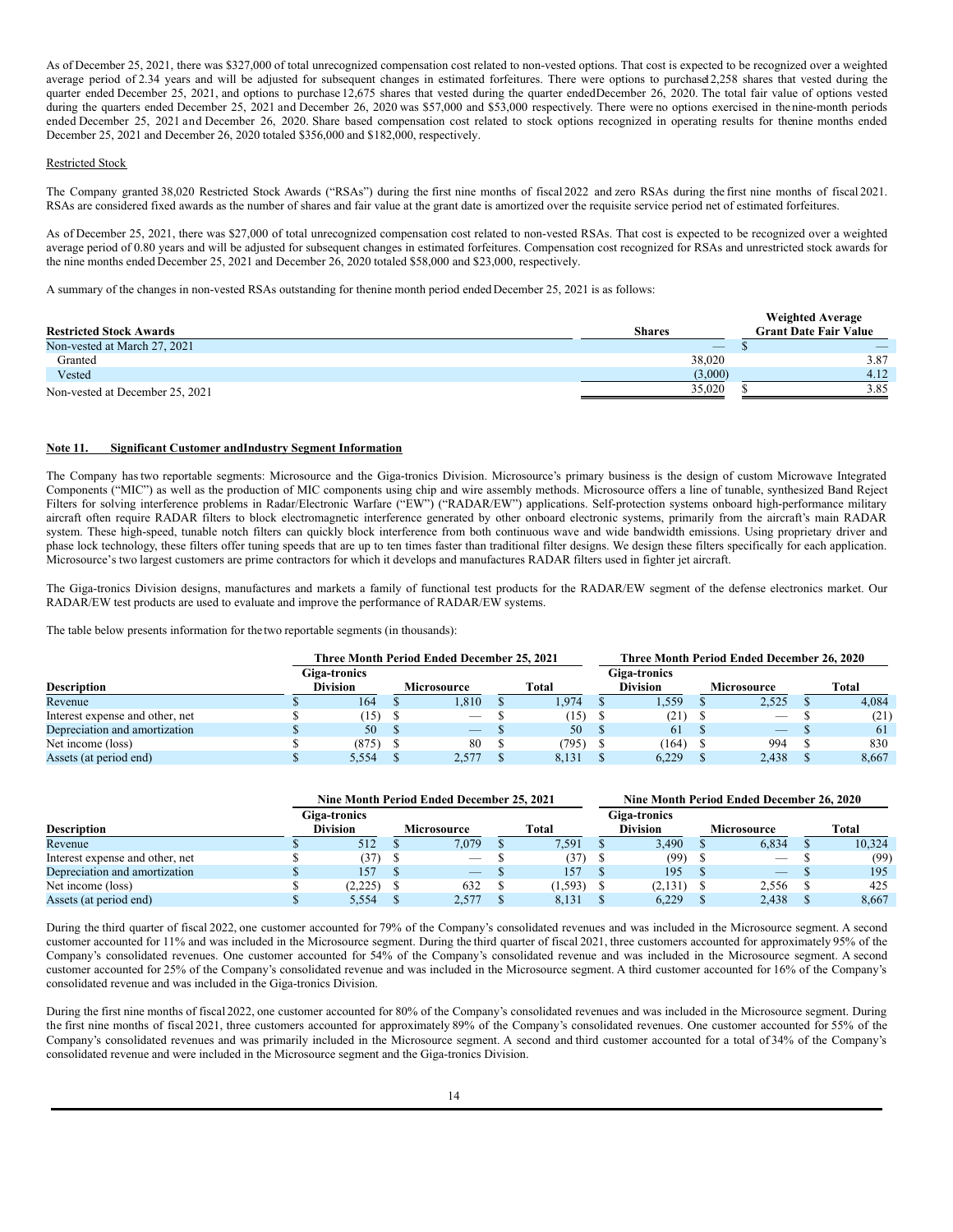As of December 25, 2021, there was $327,000 of total unrecognized compensation cost related to non-vested options. That cost is expected to be recognized over a weighted average period of 2.34 years and will be adjusted for subsequent changes in estimated forfeitures. There were options to purchase 12,258 shares that vested during the quarter ended December 25, 2021, and options to purchase 12,675 shares that vested during the quarter ended December 26, 2020. The total fair value of options vested during the quarters ended December 25, 2021 and December 26, 2020 was $57,000 and $53,000 respectively. There were no options exercised in the nine-month periods ended December 25, 2021 and December 26, 2020. Share based compensation cost related to stock options recognized in operating results for the nine months ended December 25, 2021 and December 26, 2020 totaled $356,000 and $182,000, respectively.

Restricted Stock

The Company granted 38,020 Restricted Stock Awards ("RSAs") during the first nine months of fiscal 2022 and zero RSAs during the first nine months of fiscal 2021. RSAs are considered fixed awards as the number of shares and fair value at the grant date is amortized over the requisite service period net of estimated forfeitures.

As of December 25, 2021, there was $27,000 of total unrecognized compensation cost related to non-vested RSAs. That cost is expected to be recognized over a weighted average period of 0.80 years and will be adjusted for subsequent changes in estimated forfeitures. Compensation cost recognized for RSAs and unrestricted stock awards for the nine months ended December 25, 2021 and December 26, 2020 totaled $58,000 and $23,000, respectively.

A summary of the changes in non-vested RSAs outstanding for the nine month period ended December 25, 2021 is as follows:

| Restricted Stock Awards | Shares | Weighted Average Grant Date Fair Value |
|---|---|---|
| Non-vested at March 27, 2021 | — | $ — |
| Granted | 38,020 | 3.87 |
| Vested | (3,000) | 4.12 |
| Non-vested at December 25, 2021 | 35,020 | $ 3.85 |

**Note 11. Significant Customer and Industry Segment Information**

The Company has two reportable segments: Microsource and the Giga-tronics Division. Microsource's primary business is the design of custom Microwave Integrated Components ("MIC") as well as the production of MIC components using chip and wire assembly methods. Microsource offers a line of tunable, synthesized Band Reject Filters for solving interference problems in Radar/Electronic Warfare ("EW") ("RADAR/EW") applications. Self-protection systems onboard high-performance military aircraft often require RADAR filters to block electromagnetic interference generated by other onboard electronic systems, primarily from the aircraft's main RADAR system. These high-speed, tunable notch filters can quickly block interference from both continuous wave and wide bandwidth emissions. Using proprietary driver and phase lock technology, these filters offer tuning speeds that are up to ten times faster than traditional filter designs. We design these filters specifically for each application. Microsource's two largest customers are prime contractors for which it develops and manufactures RADAR filters used in fighter jet aircraft.

The Giga-tronics Division designs, manufactures and markets a family of functional test products for the RADAR/EW segment of the defense electronics market. Our RADAR/EW test products are used to evaluate and improve the performance of RADAR/EW systems.

The table below presents information for the two reportable segments (in thousands):

| | Three Month Period Ended December 25, 2021 | | | Three Month Period Ended December 26, 2020 | | |
|---|---|---|---|---|---|---|
| Description | Giga-tronics Division | Microsource | Total | Giga-tronics Division | Microsource | Total |
| Revenue | $ 164 | $ 1,810 | $ 1,974 | $ 1,559 | $ 2,525 | $ 4,084 |
| Interest expense and other, net | $ (15) | $ — | $ (15) | $ (21) | $ — | $ (21) |
| Depreciation and amortization | $ 50 | $ — | $ 50 | $ 61 | $ — | $ 61 |
| Net income (loss) | $ (875) | $ 80 | $ (795) | $ (164) | $ 994 | $ 830 |
| Assets (at period end) | $ 5,554 | $ 2,577 | $ 8,131 | $ 6,229 | $ 2,438 | $ 8,667 |

| | Nine Month Period Ended December 25, 2021 | | | Nine Month Period Ended December 26, 2020 | | |
|---|---|---|---|---|---|---|
| Description | Giga-tronics Division | Microsource | Total | Giga-tronics Division | Microsource | Total |
| Revenue | $ 512 | $ 7,079 | $ 7,591 | $ 3,490 | $ 6,834 | $ 10,324 |
| Interest expense and other, net | $ (37) | $ — | $ (37) | $ (99) | $ — | $ (99) |
| Depreciation and amortization | $ 157 | $ — | $ 157 | $ 195 | $ — | $ 195 |
| Net income (loss) | $ (2,225) | $ 632 | $ (1,593) | $ (2,131) | $ 2,556 | $ 425 |
| Assets (at period end) | $ 5,554 | $ 2,577 | $ 8,131 | $ 6,229 | $ 2,438 | $ 8,667 |

During the third quarter of fiscal 2022, one customer accounted for 79% of the Company's consolidated revenues and was included in the Microsource segment. A second customer accounted for 11% and was included in the Microsource segment. During the third quarter of fiscal 2021, three customers accounted for approximately 95% of the Company's consolidated revenues. One customer accounted for 54% of the Company's consolidated revenue and was included in the Microsource segment. A second customer accounted for 25% of the Company's consolidated revenue and was included in the Microsource segment. A third customer accounted for 16% of the Company's consolidated revenue and was included in the Giga-tronics Division.

During the first nine months of fiscal 2022, one customer accounted for 80% of the Company's consolidated revenues and was included in the Microsource segment. During the first nine months of fiscal 2021, three customers accounted for approximately 89% of the Company's consolidated revenues. One customer accounted for 55% of the Company's consolidated revenues and was primarily included in the Microsource segment. A second and third customer accounted for a total of 34% of the Company's consolidated revenue and were included in the Microsource segment and the Giga-tronics Division.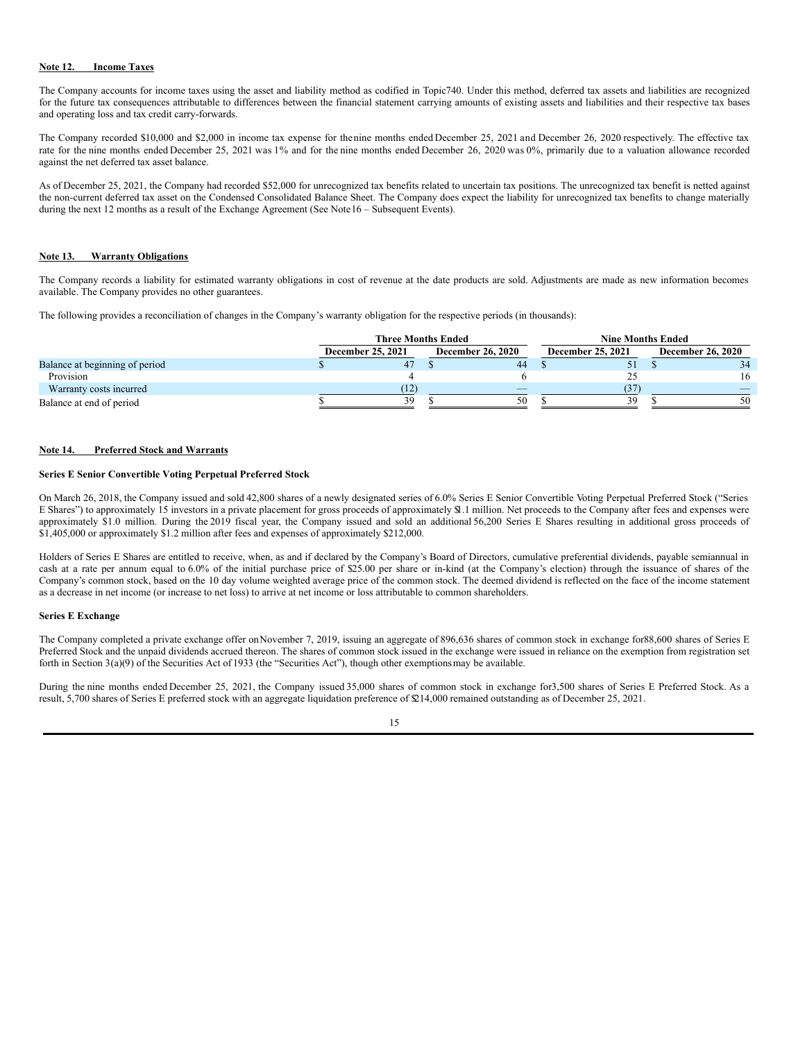## Note 12. Income Taxes

The Company accounts for income taxes using the asset and liability method as codified in Topic740. Under this method, deferred tax assets and liabilities are recognized for the future tax consequences attributable to differences between the financial statement carrying amounts of existing assets and liabilities and their respective tax bases and operating loss and tax credit carry-forwards.

The Company recorded $10,000 and $2,000 in income tax expense for thenine months ended December 25, 2021 and December 26, 2020 respectively. The effective tax rate for the nine months ended December 25, 2021 was 1% and for the nine months ended December 26, 2020 was 0%, primarily due to a valuation allowance recorded against the net deferred tax asset balance.

As of December 25, 2021, the Company had recorded $52,000 for unrecognized tax benefits related to uncertain tax positions. The unrecognized tax benefit is netted against the non-current deferred tax asset on the Condensed Consolidated Balance Sheet. The Company does expect the liability for unrecognized tax benefits to change materially during the next 12 months as a result of the Exchange Agreement (See Note16 – Subsequent Events).

## Note 13. Warranty Obligations

The Company records a liability for estimated warranty obligations in cost of revenue at the date products are sold. Adjustments are made as new information becomes available. The Company provides no other guarantees.

The following provides a reconciliation of changes in the Company's warranty obligation for the respective periods (in thousands):

| | Three Months Ended | | Nine Months Ended | |
|---|---|---|---|---|
| | December 25, 2021 | December 26, 2020 | December 25, 2021 | December 26, 2020 |
| Balance at beginning of period | $ 47 | $ 44 | $ 51 | $ 34 |
| Provision | 4 | 6 | 25 | 16 |
| Warranty costs incurred | (12) | — | (37) | — |
| Balance at end of period | $ 39 | $ 50 | $ 39 | $ 50 |

## Note 14. Preferred Stock and Warrants

### Series E Senior Convertible Voting Perpetual Preferred Stock

On March 26, 2018, the Company issued and sold 42,800 shares of a newly designated series of 6.0% Series E Senior Convertible Voting Perpetual Preferred Stock ("Series E Shares") to approximately 15 investors in a private placement for gross proceeds of approximately $1.1 million. Net proceeds to the Company after fees and expenses were approximately $1.0 million. During the 2019 fiscal year, the Company issued and sold an additional 56,200 Series E Shares resulting in additional gross proceeds of $1,405,000 or approximately $1.2 million after fees and expenses of approximately $212,000.

Holders of Series E Shares are entitled to receive, when, as and if declared by the Company's Board of Directors, cumulative preferential dividends, payable semiannual in cash at a rate per annum equal to 6.0% of the initial purchase price of $25.00 per share or in-kind (at the Company's election) through the issuance of shares of the Company's common stock, based on the 10 day volume weighted average price of the common stock. The deemed dividend is reflected on the face of the income statement as a decrease in net income (or increase to net loss) to arrive at net income or loss attributable to common shareholders.

### Series E Exchange

The Company completed a private exchange offer onNovember 7, 2019, issuing an aggregate of 896,636 shares of common stock in exchange for88,600 shares of Series E Preferred Stock and the unpaid dividends accrued thereon. The shares of common stock issued in the exchange were issued in reliance on the exemption from registration set forth in Section 3(a)(9) of the Securities Act of 1933 (the "Securities Act"), though other exemptions may be available.

During the nine months ended December 25, 2021, the Company issued 35,000 shares of common stock in exchange for3,500 shares of Series E Preferred Stock. As a result, 5,700 shares of Series E preferred stock with an aggregate liquidation preference of $214,000 remained outstanding as of December 25, 2021.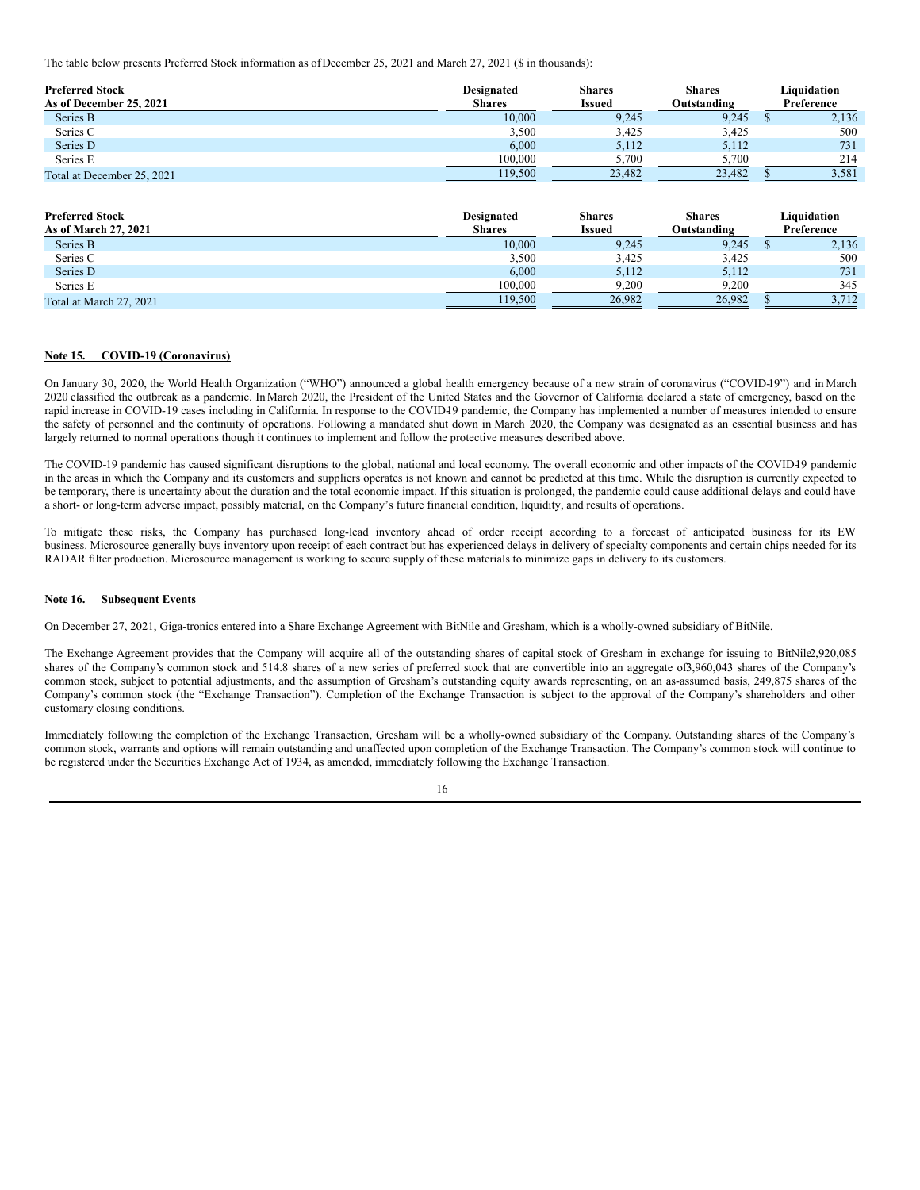The table below presents Preferred Stock information as of December 25, 2021 and March 27, 2021 ($ in thousands):

| Preferred Stock As of December 25, 2021 | Designated Shares | Shares Issued | Shares Outstanding | Liquidation Preference |
|---|---|---|---|---|
| Series B | 10,000 | 9,245 | 9,245 | $ 2,136 |
| Series C | 3,500 | 3,425 | 3,425 | 500 |
| Series D | 6,000 | 5,112 | 5,112 | 731 |
| Series E | 100,000 | 5,700 | 5,700 | 214 |
| Total at December 25, 2021 | 119,500 | 23,482 | 23,482 | $ 3,581 |

| Preferred Stock As of March 27, 2021 | Designated Shares | Shares Issued | Shares Outstanding | Liquidation Preference |
|---|---|---|---|---|
| Series B | 10,000 | 9,245 | 9,245 | $ 2,136 |
| Series C | 3,500 | 3,425 | 3,425 | 500 |
| Series D | 6,000 | 5,112 | 5,112 | 731 |
| Series E | 100,000 | 9,200 | 9,200 | 345 |
| Total at March 27, 2021 | 119,500 | 26,982 | 26,982 | $ 3,712 |

**Note 15. COVID-19 (Coronavirus)**

On January 30, 2020, the World Health Organization ("WHO") announced a global health emergency because of a new strain of coronavirus ("COVID-19") and in March 2020 classified the outbreak as a pandemic. In March 2020, the President of the United States and the Governor of California declared a state of emergency, based on the rapid increase in COVID-19 cases including in California. In response to the COVID-19 pandemic, the Company has implemented a number of measures intended to ensure the safety of personnel and the continuity of operations. Following a mandated shut down in March 2020, the Company was designated as an essential business and has largely returned to normal operations though it continues to implement and follow the protective measures described above.

The COVID-19 pandemic has caused significant disruptions to the global, national and local economy. The overall economic and other impacts of the COVID-19 pandemic in the areas in which the Company and its customers and suppliers operates is not known and cannot be predicted at this time. While the disruption is currently expected to be temporary, there is uncertainty about the duration and the total economic impact. If this situation is prolonged, the pandemic could cause additional delays and could have a short- or long-term adverse impact, possibly material, on the Company's future financial condition, liquidity, and results of operations.

To mitigate these risks, the Company has purchased long-lead inventory ahead of order receipt according to a forecast of anticipated business for its EW business. Microsource generally buys inventory upon receipt of each contract but has experienced delays in delivery of specialty components and certain chips needed for its RADAR filter production. Microsource management is working to secure supply of these materials to minimize gaps in delivery to its customers.

**Note 16. Subsequent Events**

On December 27, 2021, Giga-tronics entered into a Share Exchange Agreement with BitNile and Gresham, which is a wholly-owned subsidiary of BitNile.

The Exchange Agreement provides that the Company will acquire all of the outstanding shares of capital stock of Gresham in exchange for issuing to BitNile 2,920,085 shares of the Company's common stock and 514.8 shares of a new series of preferred stock that are convertible into an aggregate of 3,960,043 shares of the Company's common stock, subject to potential adjustments, and the assumption of Gresham's outstanding equity awards representing, on an as-assumed basis, 249,875 shares of the Company's common stock (the "Exchange Transaction"). Completion of the Exchange Transaction is subject to the approval of the Company's shareholders and other customary closing conditions.

Immediately following the completion of the Exchange Transaction, Gresham will be a wholly-owned subsidiary of the Company. Outstanding shares of the Company's common stock, warrants and options will remain outstanding and unaffected upon completion of the Exchange Transaction. The Company's common stock will continue to be registered under the Securities Exchange Act of 1934, as amended, immediately following the Exchange Transaction.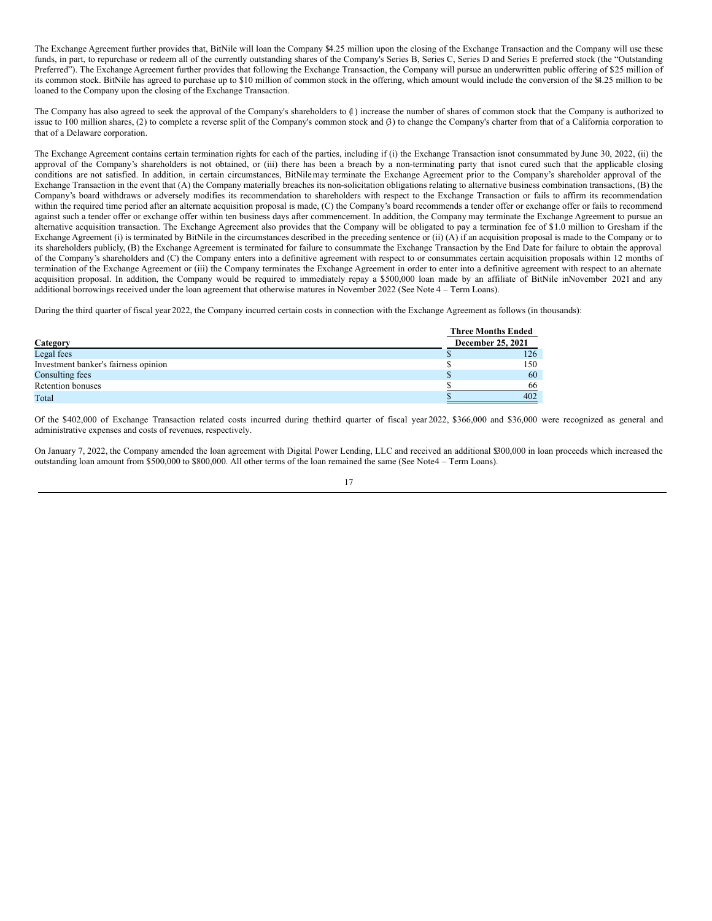The Exchange Agreement further provides that, BitNile will loan the Company $4.25 million upon the closing of the Exchange Transaction and the Company will use these funds, in part, to repurchase or redeem all of the currently outstanding shares of the Company's Series B, Series C, Series D and Series E preferred stock (the "Outstanding Preferred"). The Exchange Agreement further provides that following the Exchange Transaction, the Company will pursue an underwritten public offering of $25 million of its common stock. BitNile has agreed to purchase up to $10 million of common stock in the offering, which amount would include the conversion of the $4.25 million to be loaned to the Company upon the closing of the Exchange Transaction.

The Company has also agreed to seek the approval of the Company's shareholders to (1) increase the number of shares of common stock that the Company is authorized to issue to 100 million shares, (2) to complete a reverse split of the Company's common stock and (3) to change the Company's charter from that of a California corporation to that of a Delaware corporation.

The Exchange Agreement contains certain termination rights for each of the parties, including if (i) the Exchange Transaction is not consummated by June 30, 2022, (ii) the approval of the Company's shareholders is not obtained, or (iii) there has been a breach by a non-terminating party that is not cured such that the applicable closing conditions are not satisfied. In addition, in certain circumstances, BitNile may terminate the Exchange Agreement prior to the Company's shareholder approval of the Exchange Transaction in the event that (A) the Company materially breaches its non-solicitation obligations relating to alternative business combination transactions, (B) the Company's board withdraws or adversely modifies its recommendation to shareholders with respect to the Exchange Transaction or fails to affirm its recommendation within the required time period after an alternate acquisition proposal is made, (C) the Company's board recommends a tender offer or exchange offer or fails to recommend against such a tender offer or exchange offer within ten business days after commencement. In addition, the Company may terminate the Exchange Agreement to pursue an alternative acquisition transaction. The Exchange Agreement also provides that the Company will be obligated to pay a termination fee of $1.0 million to Gresham if the Exchange Agreement (i) is terminated by BitNile in the circumstances described in the preceding sentence or (ii) (A) if an acquisition proposal is made to the Company or to its shareholders publicly, (B) the Exchange Agreement is terminated for failure to consummate the Exchange Transaction by the End Date for failure to obtain the approval of the Company's shareholders and (C) the Company enters into a definitive agreement with respect to or consummates certain acquisition proposals within 12 months of termination of the Exchange Agreement or (iii) the Company terminates the Exchange Agreement in order to enter into a definitive agreement with respect to an alternate acquisition proposal. In addition, the Company would be required to immediately repay a $500,000 loan made by an affiliate of BitNile in November 2021 and any additional borrowings received under the loan agreement that otherwise matures in November 2022 (See Note 4 – Term Loans).

During the third quarter of fiscal year 2022, the Company incurred certain costs in connection with the Exchange Agreement as follows (in thousands):

| Category | Three Months Ended December 25, 2021 |
|---|---|
| Legal fees | $ 126 |
| Investment banker's fairness opinion | $ 150 |
| Consulting fees | $ 60 |
| Retention bonuses | $ 66 |
| Total | $ 402 |

Of the $402,000 of Exchange Transaction related costs incurred during the third quarter of fiscal year 2022, $366,000 and $36,000 were recognized as general and administrative expenses and costs of revenues, respectively.

On January 7, 2022, the Company amended the loan agreement with Digital Power Lending, LLC and received an additional $300,000 in loan proceeds which increased the outstanding loan amount from $500,000 to $800,000. All other terms of the loan remained the same (See Note 4 – Term Loans).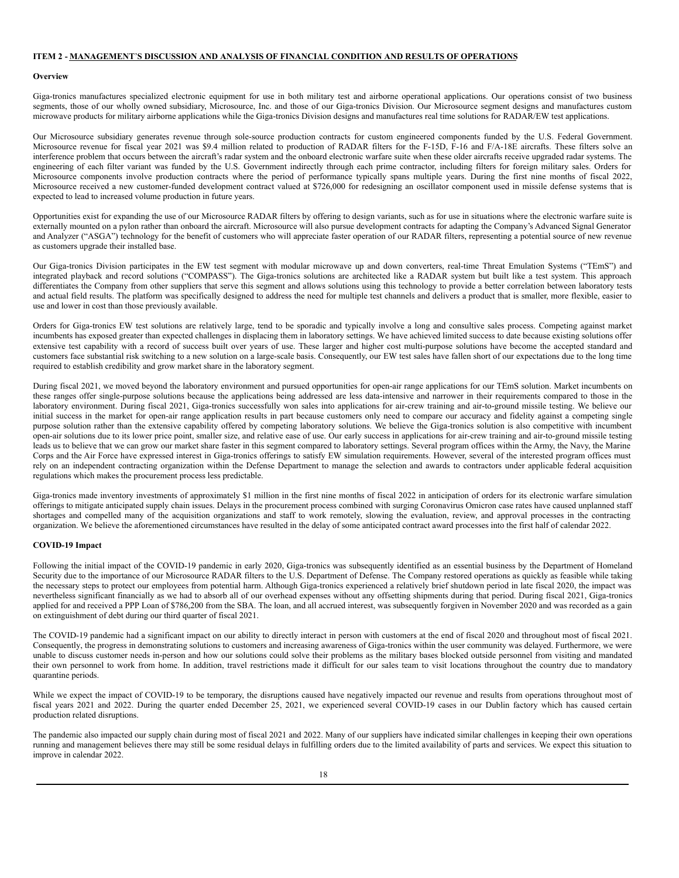## ITEM 2 - MANAGEMENT'S DISCUSSION AND ANALYSIS OF FINANCIAL CONDITION AND RESULTS OF OPERATIONS

### Overview

Giga-tronics manufactures specialized electronic equipment for use in both military test and airborne operational applications. Our operations consist of two business segments, those of our wholly owned subsidiary, Microsource, Inc. and those of our Giga-tronics Division. Our Microsource segment designs and manufactures custom microwave products for military airborne applications while the Giga-tronics Division designs and manufactures real time solutions for RADAR/EW test applications.

Our Microsource subsidiary generates revenue through sole-source production contracts for custom engineered components funded by the U.S. Federal Government. Microsource revenue for fiscal year 2021 was $9.4 million related to production of RADAR filters for the F-15D, F-16 and F/A-18E aircrafts. These filters solve an interference problem that occurs between the aircraft's radar system and the onboard electronic warfare suite when these older aircrafts receive upgraded radar systems. The engineering of each filter variant was funded by the U.S. Government indirectly through each prime contractor, including filters for foreign military sales. Orders for Microsource components involve production contracts where the period of performance typically spans multiple years. During the first nine months of fiscal 2022, Microsource received a new customer-funded development contract valued at $726,000 for redesigning an oscillator component used in missile defense systems that is expected to lead to increased volume production in future years.

Opportunities exist for expanding the use of our Microsource RADAR filters by offering to design variants, such as for use in situations where the electronic warfare suite is externally mounted on a pylon rather than onboard the aircraft. Microsource will also pursue development contracts for adapting the Company's Advanced Signal Generator and Analyzer ("ASGA") technology for the benefit of customers who will appreciate faster operation of our RADAR filters, representing a potential source of new revenue as customers upgrade their installed base.

Our Giga-tronics Division participates in the EW test segment with modular microwave up and down converters, real-time Threat Emulation Systems ("TEmS") and integrated playback and record solutions ("COMPASS"). The Giga-tronics solutions are architected like a RADAR system but built like a test system. This approach differentiates the Company from other suppliers that serve this segment and allows solutions using this technology to provide a better correlation between laboratory tests and actual field results. The platform was specifically designed to address the need for multiple test channels and delivers a product that is smaller, more flexible, easier to use and lower in cost than those previously available.

Orders for Giga-tronics EW test solutions are relatively large, tend to be sporadic and typically involve a long and consultive sales process. Competing against market incumbents has exposed greater than expected challenges in displacing them in laboratory settings. We have achieved limited success to date because existing solutions offer extensive test capability with a record of success built over years of use. These larger and higher cost multi-purpose solutions have become the accepted standard and customers face substantial risk switching to a new solution on a large-scale basis. Consequently, our EW test sales have fallen short of our expectations due to the long time required to establish credibility and grow market share in the laboratory segment.

During fiscal 2021, we moved beyond the laboratory environment and pursued opportunities for open-air range applications for our TEmS solution. Market incumbents on these ranges offer single-purpose solutions because the applications being addressed are less data-intensive and narrower in their requirements compared to those in the laboratory environment. During fiscal 2021, Giga-tronics successfully won sales into applications for air-crew training and air-to-ground missile testing. We believe our initial success in the market for open-air range application results in part because customers only need to compare our accuracy and fidelity against a competing single purpose solution rather than the extensive capability offered by competing laboratory solutions. We believe the Giga-tronics solution is also competitive with incumbent open-air solutions due to its lower price point, smaller size, and relative ease of use. Our early success in applications for air-crew training and air-to-ground missile testing leads us to believe that we can grow our market share faster in this segment compared to laboratory settings. Several program offices within the Army, the Navy, the Marine Corps and the Air Force have expressed interest in Giga-tronics offerings to satisfy EW simulation requirements. However, several of the interested program offices must rely on an independent contracting organization within the Defense Department to manage the selection and awards to contractors under applicable federal acquisition regulations which makes the procurement process less predictable.

Giga-tronics made inventory investments of approximately $1 million in the first nine months of fiscal 2022 in anticipation of orders for its electronic warfare simulation offerings to mitigate anticipated supply chain issues. Delays in the procurement process combined with surging Coronavirus Omicron case rates have caused unplanned staff shortages and compelled many of the acquisition organizations and staff to work remotely, slowing the evaluation, review, and approval processes in the contracting organization. We believe the aforementioned circumstances have resulted in the delay of some anticipated contract award processes into the first half of calendar 2022.

### COVID-19 Impact

Following the initial impact of the COVID-19 pandemic in early 2020, Giga-tronics was subsequently identified as an essential business by the Department of Homeland Security due to the importance of our Microsource RADAR filters to the U.S. Department of Defense. The Company restored operations as quickly as feasible while taking the necessary steps to protect our employees from potential harm. Although Giga-tronics experienced a relatively brief shutdown period in late fiscal 2020, the impact was nevertheless significant financially as we had to absorb all of our overhead expenses without any offsetting shipments during that period. During fiscal 2021, Giga-tronics applied for and received a PPP Loan of $786,200 from the SBA. The loan, and all accrued interest, was subsequently forgiven in November 2020 and was recorded as a gain on extinguishment of debt during our third quarter of fiscal 2021.

The COVID-19 pandemic had a significant impact on our ability to directly interact in person with customers at the end of fiscal 2020 and throughout most of fiscal 2021. Consequently, the progress in demonstrating solutions to customers and increasing awareness of Giga-tronics within the user community was delayed. Furthermore, we were unable to discuss customer needs in-person and how our solutions could solve their problems as the military bases blocked outside personnel from visiting and mandated their own personnel to work from home. In addition, travel restrictions made it difficult for our sales team to visit locations throughout the country due to mandatory quarantine periods.

While we expect the impact of COVID-19 to be temporary, the disruptions caused have negatively impacted our revenue and results from operations throughout most of fiscal years 2021 and 2022. During the quarter ended December 25, 2021, we experienced several COVID-19 cases in our Dublin factory which has caused certain production related disruptions.

The pandemic also impacted our supply chain during most of fiscal 2021 and 2022. Many of our suppliers have indicated similar challenges in keeping their own operations running and management believes there may still be some residual delays in fulfilling orders due to the limited availability of parts and services. We expect this situation to improve in calendar 2022.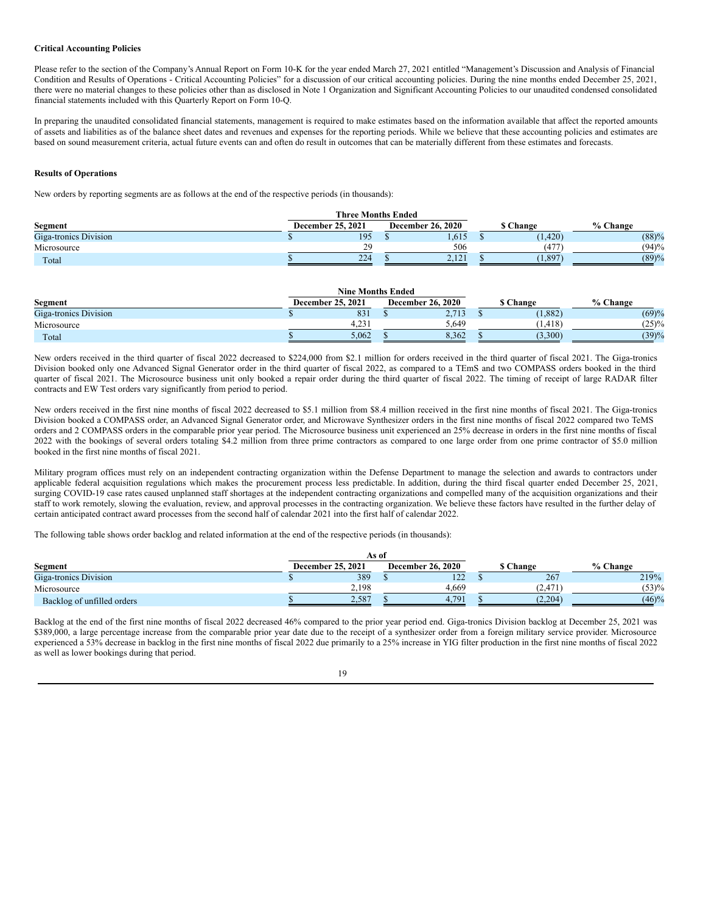**Critical Accounting Policies**

Please refer to the section of the Company's Annual Report on Form 10-K for the year ended March 27, 2021 entitled "Management's Discussion and Analysis of Financial Condition and Results of Operations - Critical Accounting Policies" for a discussion of our critical accounting policies. During the nine months ended December 25, 2021, there were no material changes to these policies other than as disclosed in Note 1 Organization and Significant Accounting Policies to our unaudited condensed consolidated financial statements included with this Quarterly Report on Form 10-Q.

In preparing the unaudited consolidated financial statements, management is required to make estimates based on the information available that affect the reported amounts of assets and liabilities as of the balance sheet dates and revenues and expenses for the reporting periods. While we believe that these accounting policies and estimates are based on sound measurement criteria, actual future events can and often do result in outcomes that can be materially different from these estimates and forecasts.

**Results of Operations**

New orders by reporting segments are as follows at the end of the respective periods (in thousands):

| | Three Months Ended | | | |
|---|---|---|---|---|
| **Segment** | **December 25, 2021** | **December 26, 2020** | **$ Change** | **% Change** |
| Giga-tronics Division | $ 195 | $ 1,615 | $ (1,420) | (88)% |
| Microsource | 29 | 506 | (477) | (94)% |
| Total | $ 224 | $ 2,121 | $ (1,897) | (89)% |

| | Nine Months Ended | | | |
|---|---|---|---|---|
| **Segment** | **December 25, 2021** | **December 26, 2020** | **$ Change** | **% Change** |
| Giga-tronics Division | $ 831 | $ 2,713 | $ (1,882) | (69)% |
| Microsource | 4,231 | 5,649 | (1,418) | (25)% |
| Total | $ 5,062 | $ 8,362 | $ (3,300) | (39)% |

New orders received in the third quarter of fiscal 2022 decreased to $224,000 from $2.1 million for orders received in the third quarter of fiscal 2021. The Giga-tronics Division booked only one Advanced Signal Generator order in the third quarter of fiscal 2022, as compared to a TEmS and two COMPASS orders booked in the third quarter of fiscal 2021. The Microsource business unit only booked a repair order during the third quarter of fiscal 2022. The timing of receipt of large RADAR filter contracts and EW Test orders vary significantly from period to period.

New orders received in the first nine months of fiscal 2022 decreased to $5.1 million from $8.4 million received in the first nine months of fiscal 2021. The Giga-tronics Division booked a COMPASS order, an Advanced Signal Generator order, and Microwave Synthesizer orders in the first nine months of fiscal 2022 compared two TeMS orders and 2 COMPASS orders in the comparable prior year period. The Microsource business unit experienced an 25% decrease in orders in the first nine months of fiscal 2022 with the bookings of several orders totaling $4.2 million from three prime contractors as compared to one large order from one prime contractor of $5.0 million booked in the first nine months of fiscal 2021.

Military program offices must rely on an independent contracting organization within the Defense Department to manage the selection and awards to contractors under applicable federal acquisition regulations which makes the procurement process less predictable. In addition, during the third fiscal quarter ended December 25, 2021, surging COVID-19 case rates caused unplanned staff shortages at the independent contracting organizations and compelled many of the acquisition organizations and their staff to work remotely, slowing the evaluation, review, and approval processes in the contracting organization. We believe these factors have resulted in the further delay of certain anticipated contract award processes from the second half of calendar 2021 into the first half of calendar 2022.

The following table shows order backlog and related information at the end of the respective periods (in thousands):

| | As of | | | |
|---|---|---|---|---|
| **Segment** | **December 25, 2021** | **December 26, 2020** | **$ Change** | **% Change** |
| Giga-tronics Division | $ 389 | $ 122 | $ 267 | 219% |
| Microsource | 2,198 | 4,669 | (2,471) | (53)% |
| Backlog of unfilled orders | $ 2,587 | $ 4,791 | $ (2,204) | (46)% |

Backlog at the end of the first nine months of fiscal 2022 decreased 46% compared to the prior year period end. Giga-tronics Division backlog at December 25, 2021 was $389,000, a large percentage increase from the comparable prior year date due to the receipt of a synthesizer order from a foreign military service provider. Microsource experienced a 53% decrease in backlog in the first nine months of fiscal 2022 due primarily to a 25% increase in YIG filter production in the first nine months of fiscal 2022 as well as lower bookings during that period.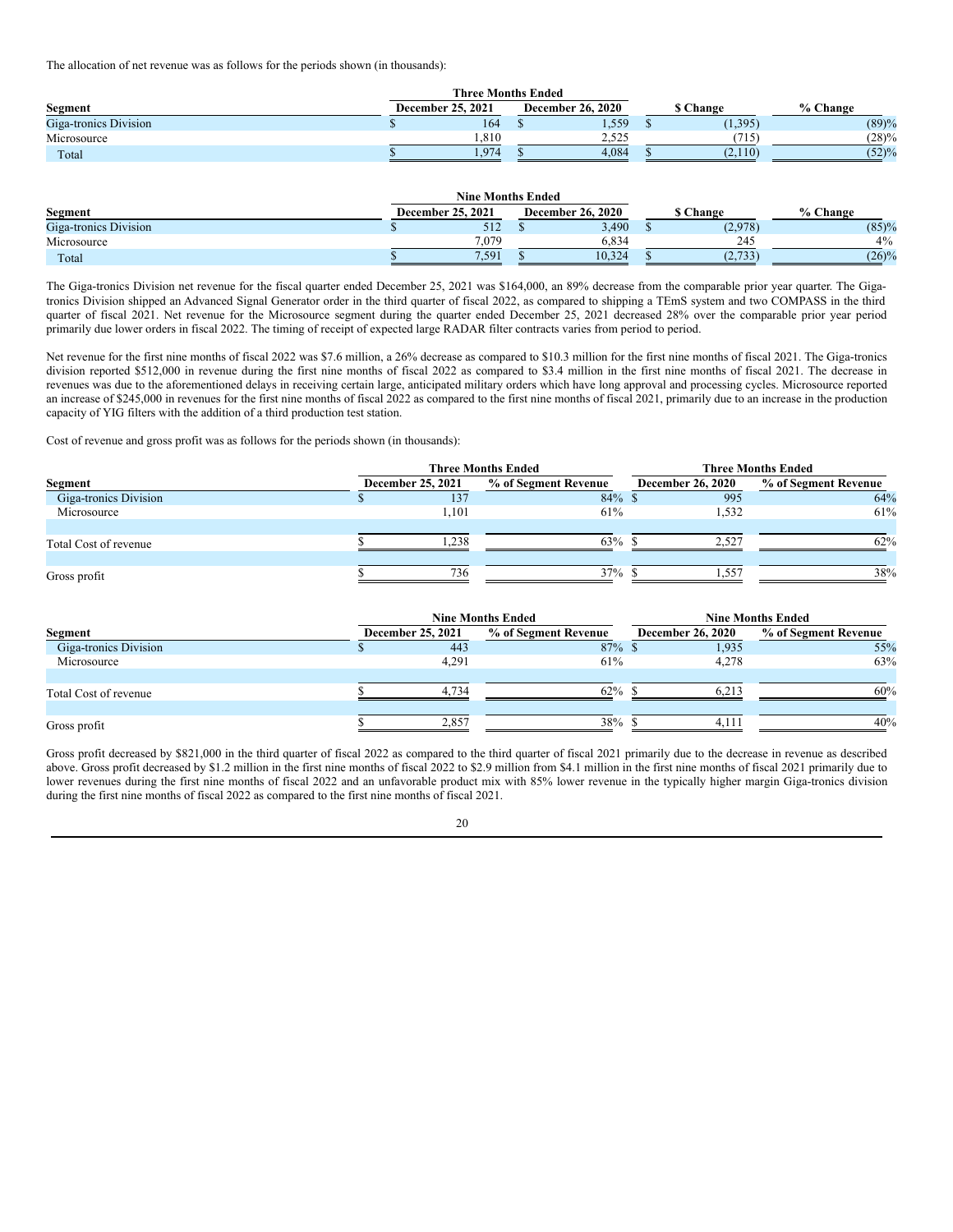The allocation of net revenue was as follows for the periods shown (in thousands):

| | Three Months Ended | | | |
|---|---|---|---|---|
| **Segment** | **December 25, 2021** | **December 26, 2020** | **$ Change** | **% Change** |
| Giga-tronics Division | $ 164 | $ 1,559 | $ (1,395) | (89)% |
| Microsource | 1,810 | 2,525 | (715) | (28)% |
| Total | $ 1,974 | $ 4,084 | $ (2,110) | (52)% |

| | Nine Months Ended | | | |
|---|---|---|---|---|
| **Segment** | **December 25, 2021** | **December 26, 2020** | **$ Change** | **% Change** |
| Giga-tronics Division | $ 512 | $ 3,490 | $ (2,978) | (85)% |
| Microsource | 7,079 | 6,834 | 245 | 4% |
| Total | $ 7,591 | $ 10,324 | $ (2,733) | (26)% |

The Giga-tronics Division net revenue for the fiscal quarter ended December 25, 2021 was $164,000, an 89% decrease from the comparable prior year quarter. The Giga-tronics Division shipped an Advanced Signal Generator order in the third quarter of fiscal 2022, as compared to shipping a TEmS system and two COMPASS in the third quarter of fiscal 2021. Net revenue for the Microsource segment during the quarter ended December 25, 2021 decreased 28% over the comparable prior year period primarily due lower orders in fiscal 2022. The timing of receipt of expected large RADAR filter contracts varies from period to period.

Net revenue for the first nine months of fiscal 2022 was $7.6 million, a 26% decrease as compared to $10.3 million for the first nine months of fiscal 2021. The Giga-tronics division reported $512,000 in revenue during the first nine months of fiscal 2022 as compared to $3.4 million in the first nine months of fiscal 2021. The decrease in revenues was due to the aforementioned delays in receiving certain large, anticipated military orders which have long approval and processing cycles. Microsource reported an increase of $245,000 in revenues for the first nine months of fiscal 2022 as compared to the first nine months of fiscal 2021, primarily due to an increase in the production capacity of YIG filters with the addition of a third production test station.

Cost of revenue and gross profit was as follows for the periods shown (in thousands):

| | Three Months Ended | | Three Months Ended | |
|---|---|---|---|---|
| **Segment** | **December 25, 2021** | **% of Segment Revenue** | **December 26, 2020** | **% of Segment Revenue** |
| Giga-tronics Division | $ 137 | 84% | $ 995 | 64% |
| Microsource | 1,101 | 61% | 1,532 | 61% |
| Total Cost of revenue | $ 1,238 | 63% | $ 2,527 | 62% |
| Gross profit | $ 736 | 37% | $ 1,557 | 38% |

| | Nine Months Ended | | Nine Months Ended | |
|---|---|---|---|---|
| **Segment** | **December 25, 2021** | **% of Segment Revenue** | **December 26, 2020** | **% of Segment Revenue** |
| Giga-tronics Division | $ 443 | 87% | $ 1,935 | 55% |
| Microsource | 4,291 | 61% | 4,278 | 63% |
| Total Cost of revenue | $ 4,734 | 62% | $ 6,213 | 60% |
| Gross profit | $ 2,857 | 38% | $ 4,111 | 40% |

Gross profit decreased by $821,000 in the third quarter of fiscal 2022 as compared to the third quarter of fiscal 2021 primarily due to the decrease in revenue as described above. Gross profit decreased by $1.2 million in the first nine months of fiscal 2022 to $2.9 million from $4.1 million in the first nine months of fiscal 2021 primarily due to lower revenues during the first nine months of fiscal 2022 and an unfavorable product mix with 85% lower revenue in the typically higher margin Giga-tronics division during the first nine months of fiscal 2022 as compared to the first nine months of fiscal 2021.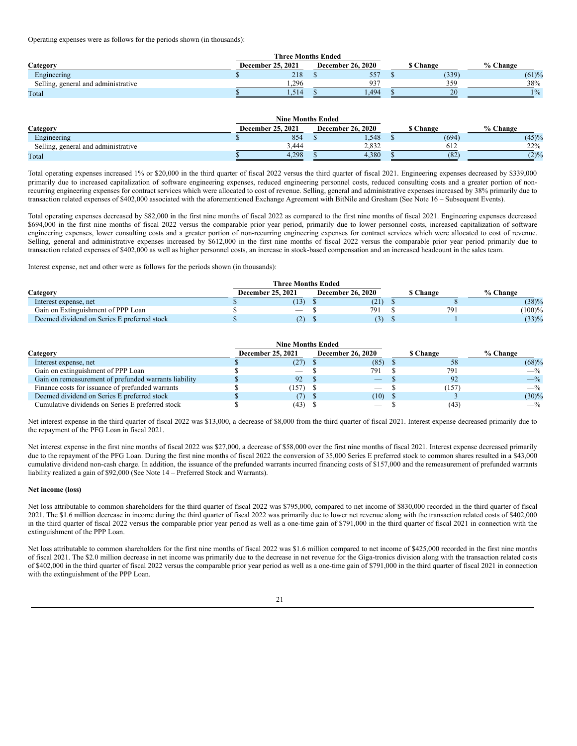Operating expenses were as follows for the periods shown (in thousands):

| | Three Months Ended | | | |
|---|---|---|---|---|
| Category | December 25, 2021 | December 26, 2020 | $ Change | % Change |
| Engineering | $ 218 | $ 557 | $ (339) | (61)% |
| Selling, general and administrative | 1,296 | 937 | 359 | 38% |
| Total | $ 1,514 | $ 1,494 | $ 20 | 1% |

| | Nine Months Ended | | | |
|---|---|---|---|---|
| Category | December 25, 2021 | December 26, 2020 | $ Change | % Change |
| Engineering | $ 854 | $ 1,548 | $ (694) | (45)% |
| Selling, general and administrative | 3,444 | 2,832 | 612 | 22% |
| Total | $ 4,298 | $ 4,380 | $ (82) | (2)% |

Total operating expenses increased 1% or $20,000 in the third quarter of fiscal 2022 versus the third quarter of fiscal 2021. Engineering expenses decreased by $339,000 primarily due to increased capitalization of software engineering expenses, reduced engineering personnel costs, reduced consulting costs and a greater portion of non-recurring engineering expenses for contract services which were allocated to cost of revenue. Selling, general and administrative expenses increased by 38% primarily due to transaction related expenses of $402,000 associated with the aforementioned Exchange Agreement with BitNile and Gresham (See Note 16 – Subsequent Events).

Total operating expenses decreased by $82,000 in the first nine months of fiscal 2022 as compared to the first nine months of fiscal 2021. Engineering expenses decreased $694,000 in the first nine months of fiscal 2022 versus the comparable prior year period, primarily due to lower personnel costs, increased capitalization of software engineering expenses, lower consulting costs and a greater portion of non-recurring engineering expenses for contract services which were allocated to cost of revenue. Selling, general and administrative expenses increased by $612,000 in the first nine months of fiscal 2022 versus the comparable prior year period primarily due to transaction related expenses of $402,000 as well as higher personnel costs, an increase in stock-based compensation and an increased headcount in the sales team.

Interest expense, net and other were as follows for the periods shown (in thousands):

| | Three Months Ended | | | |
|---|---|---|---|---|
| Category | December 25, 2021 | December 26, 2020 | $ Change | % Change |
| Interest expense, net | $ (13) | $ (21) | $ 8 | (38)% |
| Gain on Extinguishment of PPP Loan | $ — | $ 791 | $ 791 | (100)% |
| Deemed dividend on Series E preferred stock | $ (2) | $ (3) | $ 1 | (33)% |

| | Nine Months Ended | | | |
|---|---|---|---|---|
| Category | December 25, 2021 | December 26, 2020 | $ Change | % Change |
| Interest expense, net | $ (27) | $ (85) | $ 58 | (68)% |
| Gain on extinguishment of PPP Loan | $ — | $ 791 | $ 791 | —% |
| Gain on remeasurement of prefunded warrants liability | $ 92 | $ — | $ 92 | —% |
| Finance costs for issuance of prefunded warrants | $ (157) | $ — | $ (157) | —% |
| Deemed dividend on Series E preferred stock | $ (7) | $ (10) | $ 3 | (30)% |
| Cumulative dividends on Series E preferred stock | $ (43) | $ — | $ (43) | —% |

Net interest expense in the third quarter of fiscal 2022 was $13,000, a decrease of $8,000 from the third quarter of fiscal 2021. Interest expense decreased primarily due to the repayment of the PFG Loan in fiscal 2021.

Net interest expense in the first nine months of fiscal 2022 was $27,000, a decrease of $58,000 over the first nine months of fiscal 2021. Interest expense decreased primarily due to the repayment of the PFG Loan. During the first nine months of fiscal 2022 the conversion of 35,000 Series E preferred stock to common shares resulted in a $43,000 cumulative dividend non-cash charge. In addition, the issuance of the prefunded warrants incurred financing costs of $157,000 and the remeasurement of prefunded warrants liability realized a gain of $92,000 (See Note 14 – Preferred Stock and Warrants).

**Net income (loss)**

Net loss attributable to common shareholders for the third quarter of fiscal 2022 was $795,000, compared to net income of $830,000 recorded in the third quarter of fiscal 2021. The $1.6 million decrease in income during the third quarter of fiscal 2022 was primarily due to lower net revenue along with the transaction related costs of $402,000 in the third quarter of fiscal 2022 versus the comparable prior year period as well as a one-time gain of $791,000 in the third quarter of fiscal 2021 in connection with the extinguishment of the PPP Loan.

Net loss attributable to common shareholders for the first nine months of fiscal 2022 was $1.6 million compared to net income of $425,000 recorded in the first nine months of fiscal 2021. The $2.0 million decrease in net income was primarily due to the decrease in net revenue for the Giga-tronics division along with the transaction related costs of $402,000 in the third quarter of fiscal 2022 versus the comparable prior year period as well as a one-time gain of $791,000 in the third quarter of fiscal 2021 in connection with the extinguishment of the PPP Loan.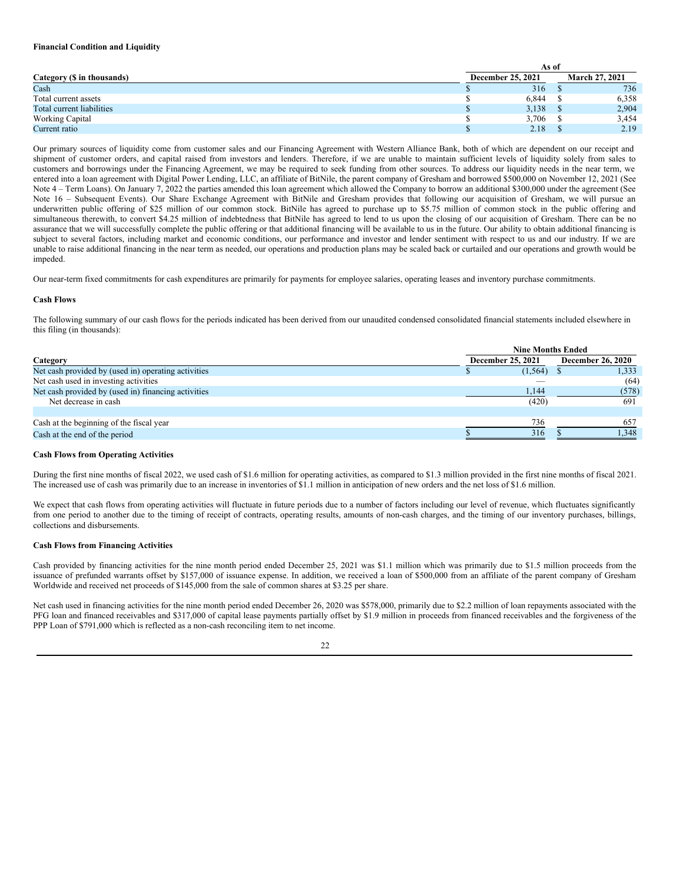**Financial Condition and Liquidity**

| Category ($ in thousands) | As of December 25, 2021 | As of March 27, 2021 |
|---|---|---|
| Cash | $ 316 | $ 736 |
| Total current assets | $ 6,844 | $ 6,358 |
| Total current liabilities | $ 3,138 | $ 2,904 |
| Working Capital | $ 3,706 | $ 3,454 |
| Current ratio | $ 2.18 | $ 2.19 |

Our primary sources of liquidity come from customer sales and our Financing Agreement with Western Alliance Bank, both of which are dependent on our receipt and shipment of customer orders, and capital raised from investors and lenders. Therefore, if we are unable to maintain sufficient levels of liquidity solely from sales to customers and borrowings under the Financing Agreement, we may be required to seek funding from other sources. To address our liquidity needs in the near term, we entered into a loan agreement with Digital Power Lending, LLC, an affiliate of BitNile, the parent company of Gresham and borrowed $500,000 on November 12, 2021 (See Note 4 – Term Loans). On January 7, 2022 the parties amended this loan agreement which allowed the Company to borrow an additional $300,000 under the agreement (See Note 16 – Subsequent Events). Our Share Exchange Agreement with BitNile and Gresham provides that following our acquisition of Gresham, we will pursue an underwritten public offering of $25 million of our common stock. BitNile has agreed to purchase up to $5.75 million of common stock in the public offering and simultaneous therewith, to convert $4.25 million of indebtedness that BitNile has agreed to lend to us upon the closing of our acquisition of Gresham. There can be no assurance that we will successfully complete the public offering or that additional financing will be available to us in the future. Our ability to obtain additional financing is subject to several factors, including market and economic conditions, our performance and investor and lender sentiment with respect to us and our industry. If we are unable to raise additional financing in the near term as needed, our operations and production plans may be scaled back or curtailed and our operations and growth would be impeded.

Our near-term fixed commitments for cash expenditures are primarily for payments for employee salaries, operating leases and inventory purchase commitments.

**Cash Flows**

The following summary of our cash flows for the periods indicated has been derived from our unaudited condensed consolidated financial statements included elsewhere in this filing (in thousands):

| Category | Nine Months Ended December 25, 2021 | Nine Months Ended December 26, 2020 |
|---|---|---|
| Net cash provided by (used in) operating activities | $ (1,564) | $ 1,333 |
| Net cash used in investing activities | — | (64) |
| Net cash provided by (used in) financing activities | 1,144 | (578) |
| Net decrease in cash | (420) | 691 |
| | | |
| Cash at the beginning of the fiscal year | 736 | 657 |
| Cash at the end of the period | $ 316 | $ 1,348 |

**Cash Flows from Operating Activities**

During the first nine months of fiscal 2022, we used cash of $1.6 million for operating activities, as compared to $1.3 million provided in the first nine months of fiscal 2021. The increased use of cash was primarily due to an increase in inventories of $1.1 million in anticipation of new orders and the net loss of $1.6 million.

We expect that cash flows from operating activities will fluctuate in future periods due to a number of factors including our level of revenue, which fluctuates significantly from one period to another due to the timing of receipt of contracts, operating results, amounts of non-cash charges, and the timing of our inventory purchases, billings, collections and disbursements.

**Cash Flows from Financing Activities**

Cash provided by financing activities for the nine month period ended December 25, 2021 was $1.1 million which was primarily due to $1.5 million proceeds from the issuance of prefunded warrants offset by $157,000 of issuance expense. In addition, we received a loan of $500,000 from an affiliate of the parent company of Gresham Worldwide and received net proceeds of $145,000 from the sale of common shares at $3.25 per share.

Net cash used in financing activities for the nine month period ended December 26, 2020 was $578,000, primarily due to $2.2 million of loan repayments associated with the PFG loan and financed receivables and $317,000 of capital lease payments partially offset by $1.9 million in proceeds from financed receivables and the forgiveness of the PPP Loan of $791,000 which is reflected as a non-cash reconciling item to net income.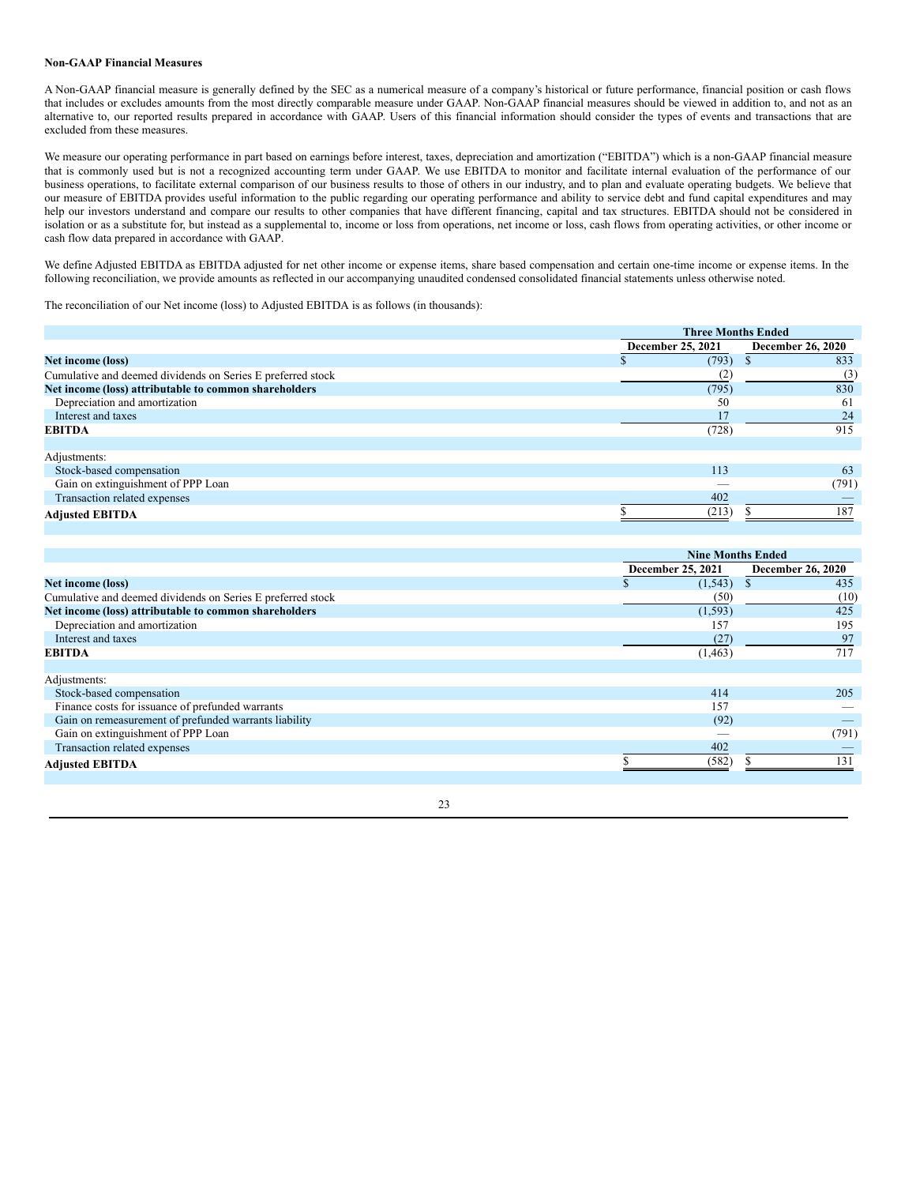**Non-GAAP Financial Measures**

A Non-GAAP financial measure is generally defined by the SEC as a numerical measure of a company's historical or future performance, financial position or cash flows that includes or excludes amounts from the most directly comparable measure under GAAP. Non-GAAP financial measures should be viewed in addition to, and not as an alternative to, our reported results prepared in accordance with GAAP. Users of this financial information should consider the types of events and transactions that are excluded from these measures.

We measure our operating performance in part based on earnings before interest, taxes, depreciation and amortization ("EBITDA") which is a non-GAAP financial measure that is commonly used but is not a recognized accounting term under GAAP. We use EBITDA to monitor and facilitate internal evaluation of the performance of our business operations, to facilitate external comparison of our business results to those of others in our industry, and to plan and evaluate operating budgets. We believe that our measure of EBITDA provides useful information to the public regarding our operating performance and ability to service debt and fund capital expenditures and may help our investors understand and compare our results to other companies that have different financing, capital and tax structures. EBITDA should not be considered in isolation or as a substitute for, but instead as a supplemental to, income or loss from operations, net income or loss, cash flows from operating activities, or other income or cash flow data prepared in accordance with GAAP.

We define Adjusted EBITDA as EBITDA adjusted for net other income or expense items, share based compensation and certain one-time income or expense items. In the following reconciliation, we provide amounts as reflected in our accompanying unaudited condensed consolidated financial statements unless otherwise noted.

The reconciliation of our Net income (loss) to Adjusted EBITDA is as follows (in thousands):

| | Three Months Ended | |
|---|---|---|
| | December 25, 2021 | December 26, 2020 |
| **Net income (loss)** | $ (793) | $ 833 |
| Cumulative and deemed dividends on Series E preferred stock | (2) | (3) |
| **Net income (loss) attributable to common shareholders** | (795) | 830 |
| Depreciation and amortization | 50 | 61 |
| Interest and taxes | 17 | 24 |
| **EBITDA** | (728) | 915 |
| Adjustments: | | |
| Stock-based compensation | 113 | 63 |
| Gain on extinguishment of PPP Loan | — | (791) |
| Transaction related expenses | 402 | — |
| **Adjusted EBITDA** | $ (213) | $ 187 |

| | Nine Months Ended | |
|---|---|---|
| | December 25, 2021 | December 26, 2020 |
| **Net income (loss)** | $ (1,543) | $ 435 |
| Cumulative and deemed dividends on Series E preferred stock | (50) | (10) |
| **Net income (loss) attributable to common shareholders** | (1,593) | 425 |
| Depreciation and amortization | 157 | 195 |
| Interest and taxes | (27) | 97 |
| **EBITDA** | (1,463) | 717 |
| Adjustments: | | |
| Stock-based compensation | 414 | 205 |
| Finance costs for issuance of prefunded warrants | 157 | — |
| Gain on remeasurement of prefunded warrants liability | (92) | — |
| Gain on extinguishment of PPP Loan | — | (791) |
| Transaction related expenses | 402 | — |
| **Adjusted EBITDA** | $ (582) | $ 131 |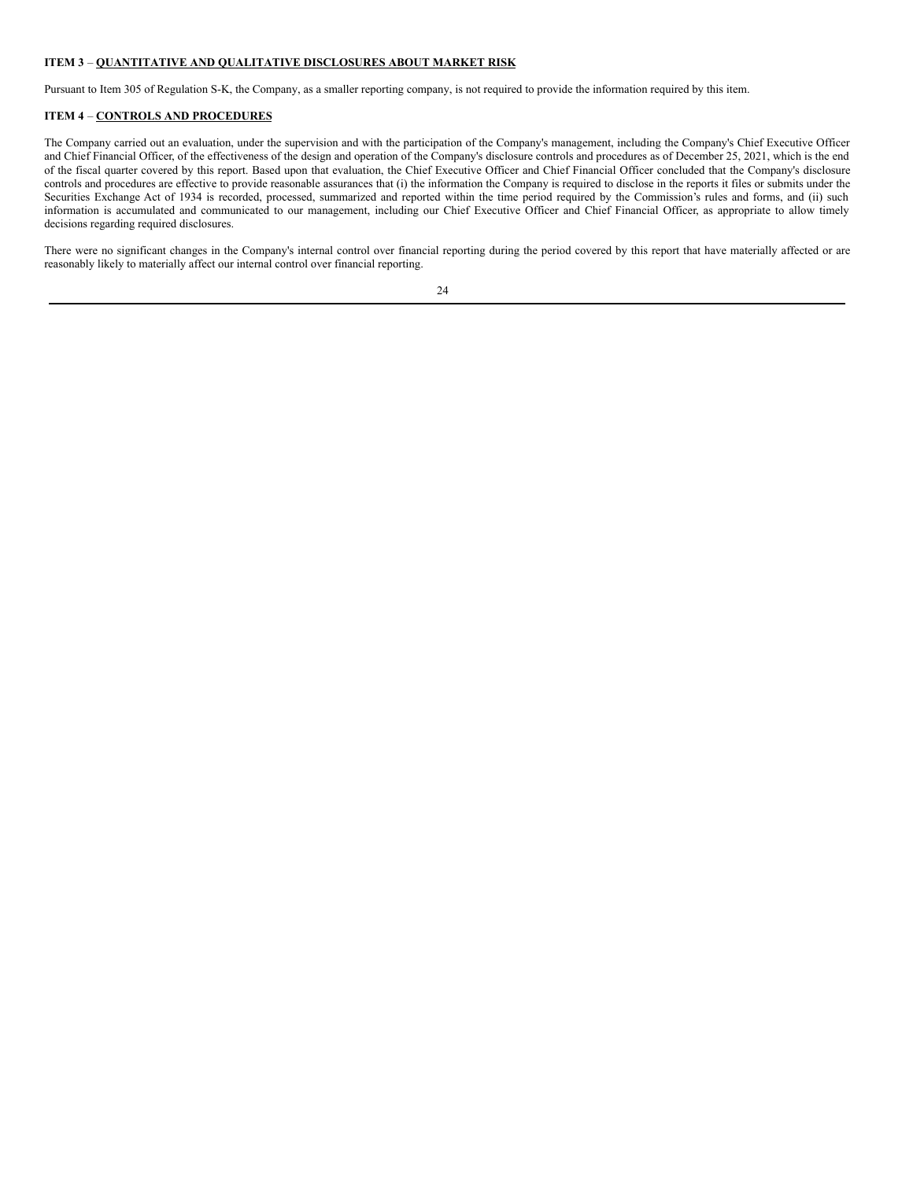**ITEM 3** – **QUANTITATIVE AND QUALITATIVE DISCLOSURES ABOUT MARKET RISK**

Pursuant to Item 305 of Regulation S-K, the Company, as a smaller reporting company, is not required to provide the information required by this item.

**ITEM 4** – **CONTROLS AND PROCEDURES**

The Company carried out an evaluation, under the supervision and with the participation of the Company's management, including the Company's Chief Executive Officer and Chief Financial Officer, of the effectiveness of the design and operation of the Company's disclosure controls and procedures as of December 25, 2021, which is the end of the fiscal quarter covered by this report. Based upon that evaluation, the Chief Executive Officer and Chief Financial Officer concluded that the Company's disclosure controls and procedures are effective to provide reasonable assurances that (i) the information the Company is required to disclose in the reports it files or submits under the Securities Exchange Act of 1934 is recorded, processed, summarized and reported within the time period required by the Commission's rules and forms, and (ii) such information is accumulated and communicated to our management, including our Chief Executive Officer and Chief Financial Officer, as appropriate to allow timely decisions regarding required disclosures.

There were no significant changes in the Company's internal control over financial reporting during the period covered by this report that have materially affected or are reasonably likely to materially affect our internal control over financial reporting.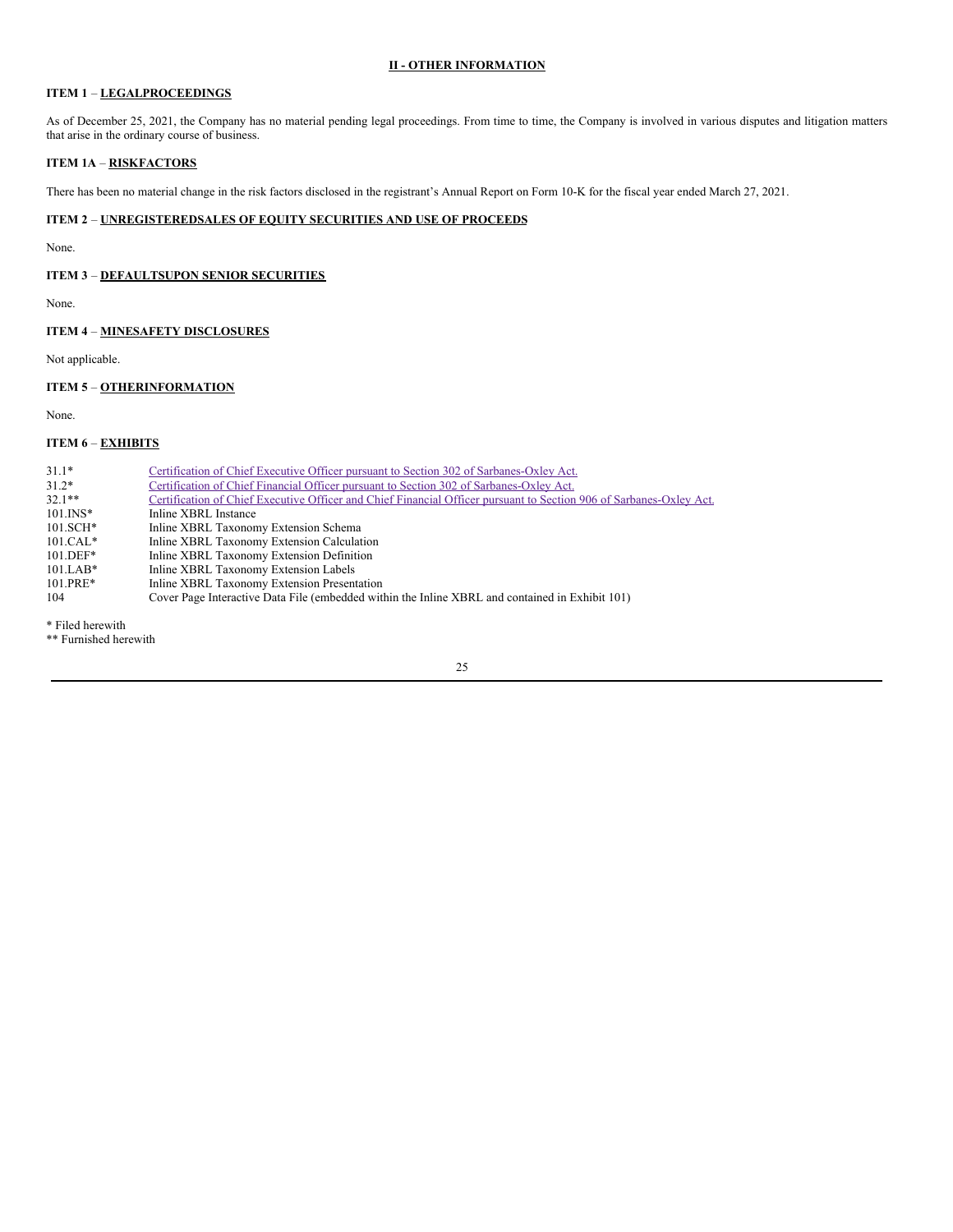## II - OTHER INFORMATION

### ITEM 1 – LEGALPROCEEDINGS

As of December 25, 2021, the Company has no material pending legal proceedings. From time to time, the Company is involved in various disputes and litigation matters that arise in the ordinary course of business.

### ITEM 1A – RISKFACTORS

There has been no material change in the risk factors disclosed in the registrant's Annual Report on Form 10-K for the fiscal year ended March 27, 2021.

### ITEM 2 – UNREGISTEREDSALES OF EQUITY SECURITIES AND USE OF PROCEEDS

None.

### ITEM 3 – DEFAULTSUPON SENIOR SECURITIES

None.

### ITEM 4 – MINESAFETY DISCLOSURES

Not applicable.

### ITEM 5 – OTHERINFORMATION

None.

### ITEM 6 – EXHIBITS

| | |
|---|---|
| 31.1* | Certification of Chief Executive Officer pursuant to Section 302 of Sarbanes-Oxley Act. |
| 31.2* | Certification of Chief Financial Officer pursuant to Section 302 of Sarbanes-Oxley Act. |
| 32.1** | Certification of Chief Executive Officer and Chief Financial Officer pursuant to Section 906 of Sarbanes-Oxley Act. |
| 101.INS* | Inline XBRL Instance |
| 101.SCH* | Inline XBRL Taxonomy Extension Schema |
| 101.CAL* | Inline XBRL Taxonomy Extension Calculation |
| 101.DEF* | Inline XBRL Taxonomy Extension Definition |
| 101.LAB* | Inline XBRL Taxonomy Extension Labels |
| 101.PRE* | Inline XBRL Taxonomy Extension Presentation |
| 104 | Cover Page Interactive Data File (embedded within the Inline XBRL and contained in Exhibit 101) |

\* Filed herewith

\** Furnished herewith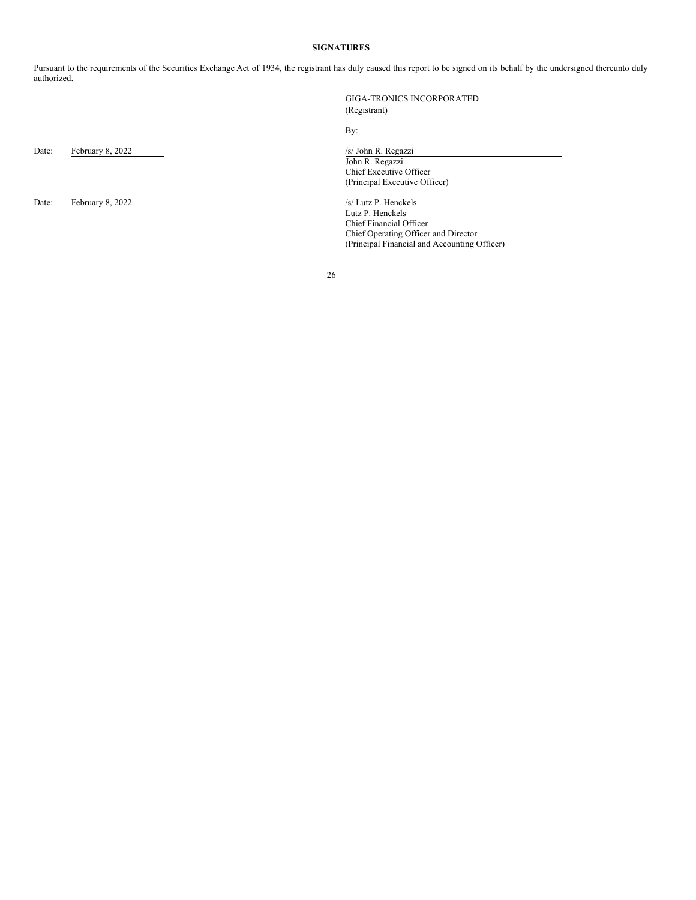**SIGNATURES**

Pursuant to the requirements of the Securities Exchange Act of 1934, the registrant has duly caused this report to be signed on its behalf by the undersigned thereunto duly authorized.

GIGA-TRONICS INCORPORATED
(Registrant)

By:

Date: February 8, 2022

/s/ John R. Regazzi
John R. Regazzi
Chief Executive Officer
(Principal Executive Officer)

Date: February 8, 2022

/s/ Lutz P. Henckels
Lutz P. Henckels
Chief Financial Officer
Chief Operating Officer and Director
(Principal Financial and Accounting Officer)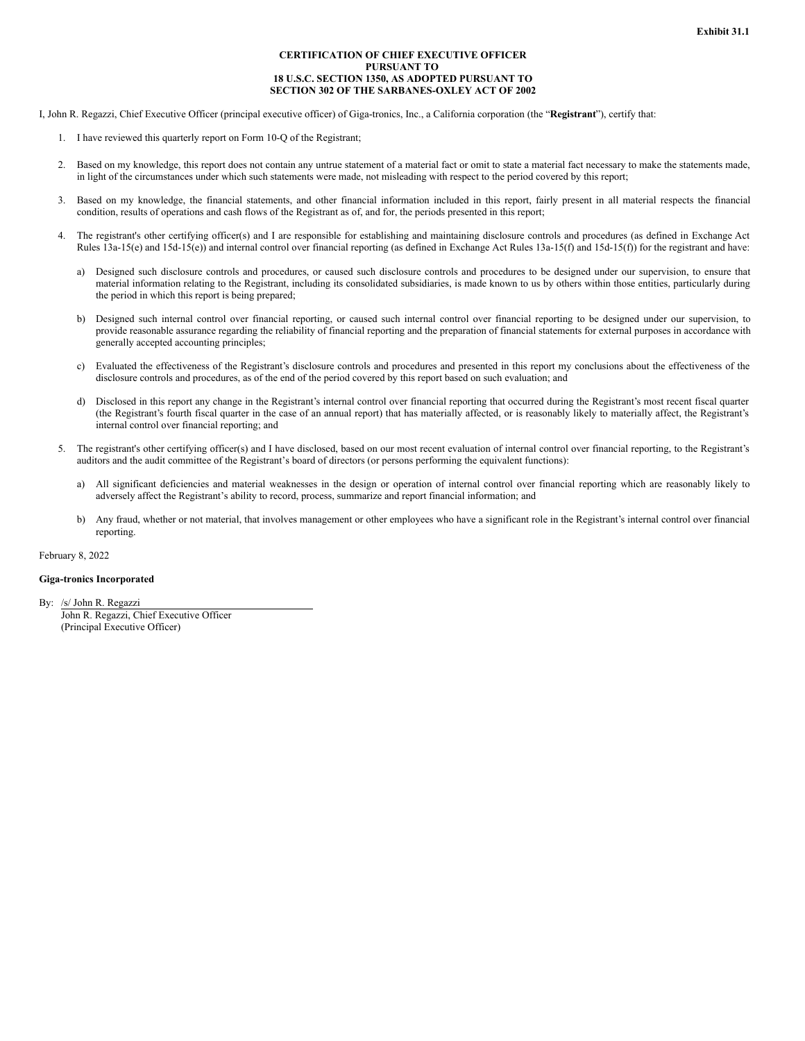**Exhibit 31.1**

**CERTIFICATION OF CHIEF EXECUTIVE OFFICER PURSUANT TO 18 U.S.C. SECTION 1350, AS ADOPTED PURSUANT TO SECTION 302 OF THE SARBANES-OXLEY ACT OF 2002**

I, John R. Regazzi, Chief Executive Officer (principal executive officer) of Giga-tronics, Inc., a California corporation (the "**Registrant**"), certify that:

1. I have reviewed this quarterly report on Form 10-Q of the Registrant;

2. Based on my knowledge, this report does not contain any untrue statement of a material fact or omit to state a material fact necessary to make the statements made, in light of the circumstances under which such statements were made, not misleading with respect to the period covered by this report;

3. Based on my knowledge, the financial statements, and other financial information included in this report, fairly present in all material respects the financial condition, results of operations and cash flows of the Registrant as of, and for, the periods presented in this report;

4. The registrant's other certifying officer(s) and I are responsible for establishing and maintaining disclosure controls and procedures (as defined in Exchange Act Rules 13a-15(e) and 15d-15(e)) and internal control over financial reporting (as defined in Exchange Act Rules 13a-15(f) and 15d-15(f)) for the registrant and have:

   a) Designed such disclosure controls and procedures, or caused such disclosure controls and procedures to be designed under our supervision, to ensure that material information relating to the Registrant, including its consolidated subsidiaries, is made known to us by others within those entities, particularly during the period in which this report is being prepared;

   b) Designed such internal control over financial reporting, or caused such internal control over financial reporting to be designed under our supervision, to provide reasonable assurance regarding the reliability of financial reporting and the preparation of financial statements for external purposes in accordance with generally accepted accounting principles;

   c) Evaluated the effectiveness of the Registrant's disclosure controls and procedures and presented in this report my conclusions about the effectiveness of the disclosure controls and procedures, as of the end of the period covered by this report based on such evaluation; and

   d) Disclosed in this report any change in the Registrant's internal control over financial reporting that occurred during the Registrant's most recent fiscal quarter (the Registrant's fourth fiscal quarter in the case of an annual report) that has materially affected, or is reasonably likely to materially affect, the Registrant's internal control over financial reporting; and

5. The registrant's other certifying officer(s) and I have disclosed, based on our most recent evaluation of internal control over financial reporting, to the Registrant's auditors and the audit committee of the Registrant's board of directors (or persons performing the equivalent functions):

   a) All significant deficiencies and material weaknesses in the design or operation of internal control over financial reporting which are reasonably likely to adversely affect the Registrant's ability to record, process, summarize and report financial information; and

   b) Any fraud, whether or not material, that involves management or other employees who have a significant role in the Registrant's internal control over financial reporting.

February 8, 2022

**Giga-tronics Incorporated**

By: /s/ John R. Regazzi
John R. Regazzi, Chief Executive Officer
(Principal Executive Officer)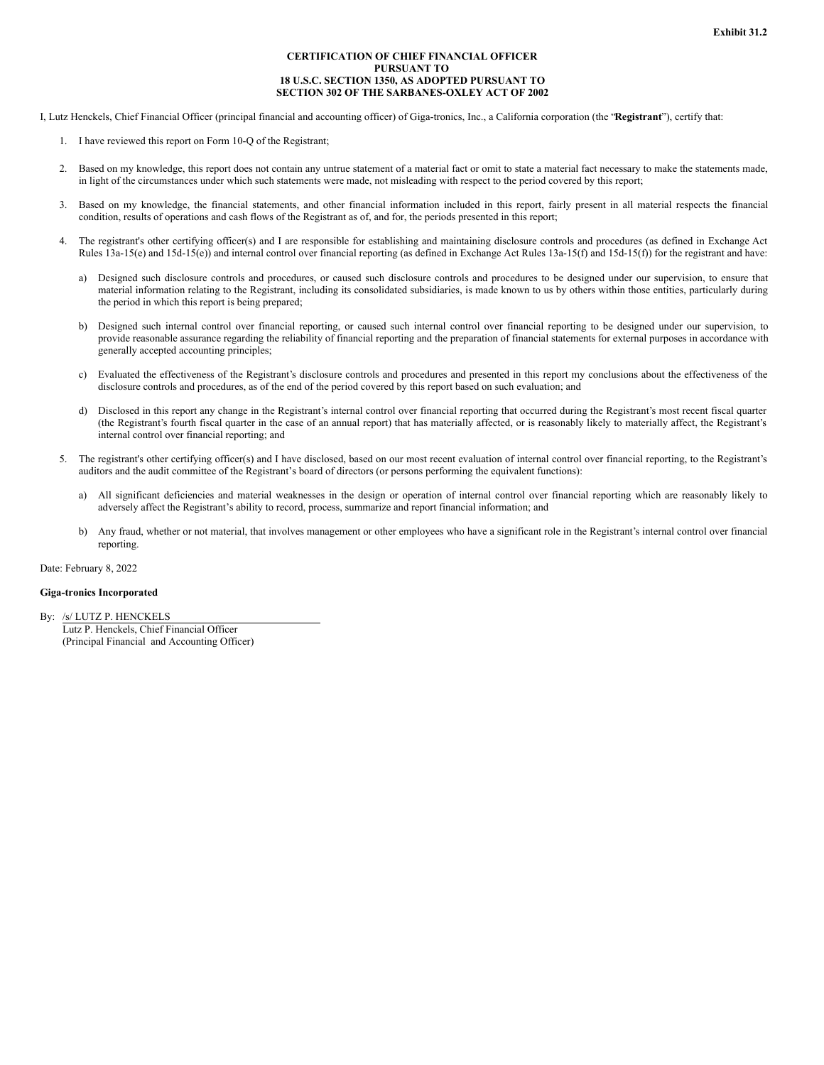**Exhibit 31.2**

**CERTIFICATION OF CHIEF FINANCIAL OFFICER**
**PURSUANT TO**
**18 U.S.C. SECTION 1350, AS ADOPTED PURSUANT TO**
**SECTION 302 OF THE SARBANES-OXLEY ACT OF 2002**

I, Lutz Henckels, Chief Financial Officer (principal financial and accounting officer) of Giga-tronics, Inc., a California corporation (the "**Registrant**"), certify that:

1. I have reviewed this report on Form 10-Q of the Registrant;

2. Based on my knowledge, this report does not contain any untrue statement of a material fact or omit to state a material fact necessary to make the statements made, in light of the circumstances under which such statements were made, not misleading with respect to the period covered by this report;

3. Based on my knowledge, the financial statements, and other financial information included in this report, fairly present in all material respects the financial condition, results of operations and cash flows of the Registrant as of, and for, the periods presented in this report;

4. The registrant's other certifying officer(s) and I are responsible for establishing and maintaining disclosure controls and procedures (as defined in Exchange Act Rules 13a-15(e) and 15d-15(e)) and internal control over financial reporting (as defined in Exchange Act Rules 13a-15(f) and 15d-15(f)) for the registrant and have:

   a) Designed such disclosure controls and procedures, or caused such disclosure controls and procedures to be designed under our supervision, to ensure that material information relating to the Registrant, including its consolidated subsidiaries, is made known to us by others within those entities, particularly during the period in which this report is being prepared;

   b) Designed such internal control over financial reporting, or caused such internal control over financial reporting to be designed under our supervision, to provide reasonable assurance regarding the reliability of financial reporting and the preparation of financial statements for external purposes in accordance with generally accepted accounting principles;

   c) Evaluated the effectiveness of the Registrant's disclosure controls and procedures and presented in this report my conclusions about the effectiveness of the disclosure controls and procedures, as of the end of the period covered by this report based on such evaluation; and

   d) Disclosed in this report any change in the Registrant's internal control over financial reporting that occurred during the Registrant's most recent fiscal quarter (the Registrant's fourth fiscal quarter in the case of an annual report) that has materially affected, or is reasonably likely to materially affect, the Registrant's internal control over financial reporting; and

5. The registrant's other certifying officer(s) and I have disclosed, based on our most recent evaluation of internal control over financial reporting, to the Registrant's auditors and the audit committee of the Registrant's board of directors (or persons performing the equivalent functions):

   a) All significant deficiencies and material weaknesses in the design or operation of internal control over financial reporting which are reasonably likely to adversely affect the Registrant's ability to record, process, summarize and report financial information; and

   b) Any fraud, whether or not material, that involves management or other employees who have a significant role in the Registrant's internal control over financial reporting.

Date: February 8, 2022

**Giga-tronics Incorporated**

By: /s/ LUTZ P. HENCKELS
Lutz P. Henckels, Chief Financial Officer
(Principal Financial and Accounting Officer)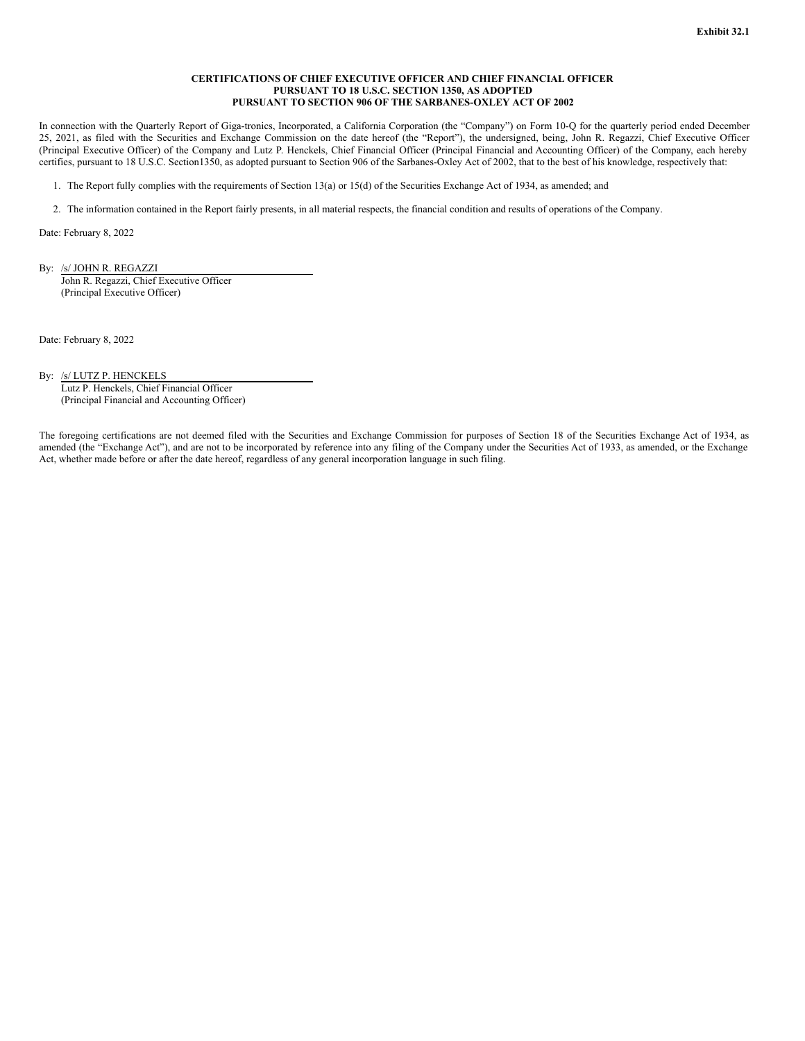**Exhibit 32.1**

**CERTIFICATIONS OF CHIEF EXECUTIVE OFFICER AND CHIEF FINANCIAL OFFICER PURSUANT TO 18 U.S.C. SECTION 1350, AS ADOPTED PURSUANT TO SECTION 906 OF THE SARBANES-OXLEY ACT OF 2002**

In connection with the Quarterly Report of Giga-tronics, Incorporated, a California Corporation (the "Company") on Form 10-Q for the quarterly period ended December 25, 2021, as filed with the Securities and Exchange Commission on the date hereof (the "Report"), the undersigned, being, John R. Regazzi, Chief Executive Officer (Principal Executive Officer) of the Company and Lutz P. Henckels, Chief Financial Officer (Principal Financial and Accounting Officer) of the Company, each hereby certifies, pursuant to 18 U.S.C. Section1350, as adopted pursuant to Section 906 of the Sarbanes-Oxley Act of 2002, that to the best of his knowledge, respectively that:

1. The Report fully complies with the requirements of Section 13(a) or 15(d) of the Securities Exchange Act of 1934, as amended; and
2. The information contained in the Report fairly presents, in all material respects, the financial condition and results of operations of the Company.

Date: February 8, 2022

By: /s/ JOHN R. REGAZZI
John R. Regazzi, Chief Executive Officer
(Principal Executive Officer)

Date: February 8, 2022

By: /s/ LUTZ P. HENCKELS
Lutz P. Henckels, Chief Financial Officer
(Principal Financial and Accounting Officer)

The foregoing certifications are not deemed filed with the Securities and Exchange Commission for purposes of Section 18 of the Securities Exchange Act of 1934, as amended (the "Exchange Act"), and are not to be incorporated by reference into any filing of the Company under the Securities Act of 1933, as amended, or the Exchange Act, whether made before or after the date hereof, regardless of any general incorporation language in such filing.